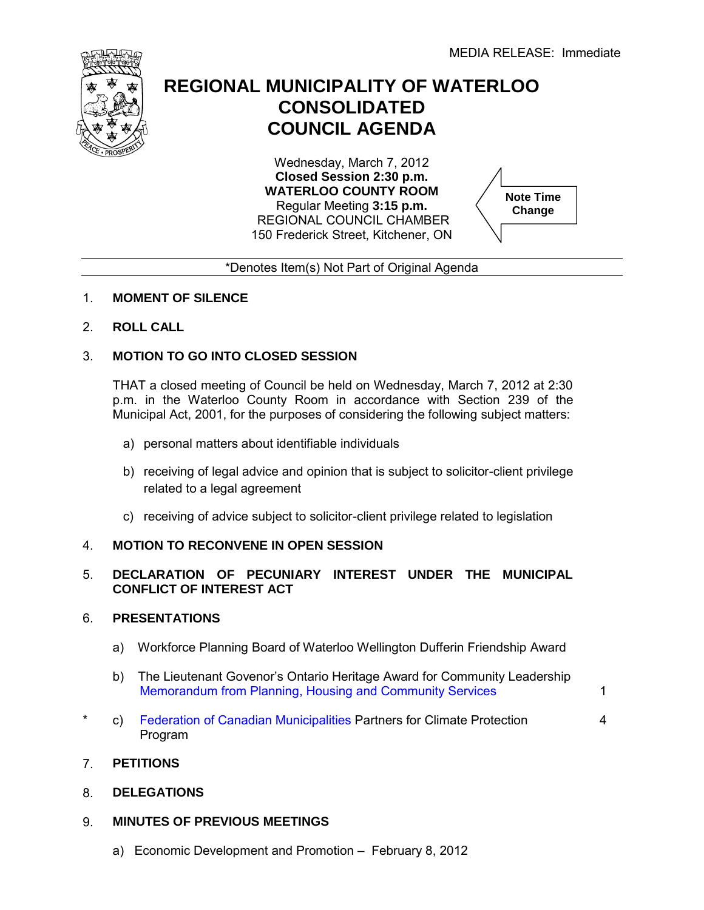MEDIA RELEASE: Immediate

# REGIONAL MUNICIPALITY OF WATERLOO CONSOLIDATED COUNCIL AGENDA

Wednesday, March 7, 2012
**Closed Session 2:30 p.m.**
**WATERLOO COUNTY ROOM**
Regular Meeting **3:15 p.m.**
REGIONAL COUNCIL CHAMBER
150 Frederick Street, Kitchener, ON

**Note Time Change**

*Denotes Item(s) Not Part of Original Agenda

1. **MOMENT OF SILENCE**

2. **ROLL CALL**

3. **MOTION TO GO INTO CLOSED SESSION**

   THAT a closed meeting of Council be held on Wednesday, March 7, 2012 at 2:30 p.m. in the Waterloo County Room in accordance with Section 239 of the Municipal Act, 2001, for the purposes of considering the following subject matters:

   a) personal matters about identifiable individuals

   b) receiving of legal advice and opinion that is subject to solicitor-client privilege related to a legal agreement

   c) receiving of advice subject to solicitor-client privilege related to legislation

4. **MOTION TO RECONVENE IN OPEN SESSION**

5. **DECLARATION OF PECUNIARY INTEREST UNDER THE MUNICIPAL CONFLICT OF INTEREST ACT**

6. **PRESENTATIONS**

   a) Workforce Planning Board of Waterloo Wellington Dufferin Friendship Award

   b) The Lieutenant Govenor's Ontario Heritage Award for Community Leadership
   Memorandum from Planning, Housing and Community Services — 1

   \* c) Federation of Canadian Municipalities Partners for Climate Protection Program — 4

7. **PETITIONS**

8. **DELEGATIONS**

9. **MINUTES OF PREVIOUS MEETINGS**

   a) Economic Development and Promotion – February 8, 2012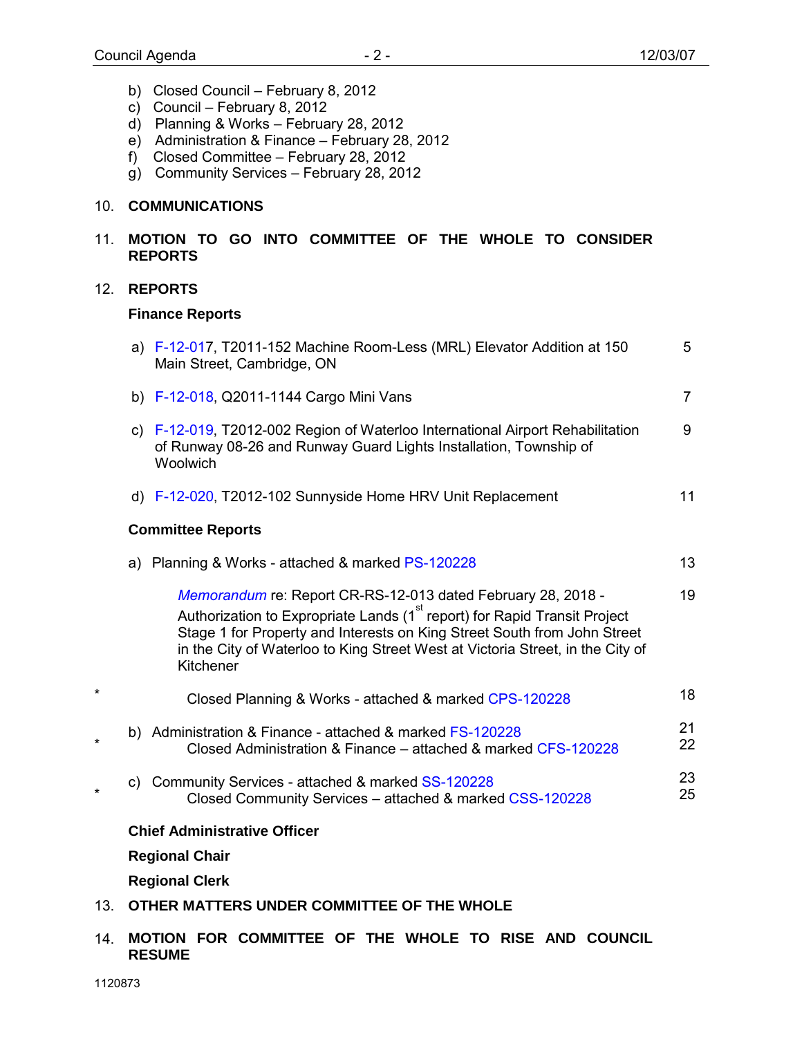b) Closed Council – February 8, 2012
c) Council – February 8, 2012
d) Planning & Works – February 28, 2012
e) Administration & Finance – February 28, 2012
f) Closed Committee – February 28, 2012
g) Community Services – February 28, 2012

10. **COMMUNICATIONS**

11. **MOTION TO GO INTO COMMITTEE OF THE WHOLE TO CONSIDER REPORTS**

12. **REPORTS**

**Finance Reports**

| | | |
|---|---|---|
| a) | F-12-017, T2011-152 Machine Room-Less (MRL) Elevator Addition at 150 Main Street, Cambridge, ON | 5 |
| b) | F-12-018, Q2011-1144 Cargo Mini Vans | 7 |
| c) | F-12-019, T2012-002 Region of Waterloo International Airport Rehabilitation of Runway 08-26 and Runway Guard Lights Installation, Township of Woolwich | 9 |
| d) | F-12-020, T2012-102 Sunnyside Home HRV Unit Replacement | 11 |

**Committee Reports**

| | | | |
|---|---|---|---|
| | a) | Planning & Works - attached & marked PS-120228 | 13 |
| | | *Memorandum* re: Report CR-RS-12-013 dated February 28, 2018 - Authorization to Expropriate Lands (1st report) for Rapid Transit Project Stage 1 for Property and Interests on King Street South from John Street in the City of Waterloo to King Street West at Victoria Street, in the City of Kitchener | 19 |
| * | | Closed Planning & Works - attached & marked CPS-120228 | 18 |
| | b) | Administration & Finance - attached & marked FS-120228 | 21 |
| * | | Closed Administration & Finance – attached & marked CFS-120228 | 22 |
| | c) | Community Services - attached & marked SS-120228 | 23 |
| * | | Closed Community Services – attached & marked CSS-120228 | 25 |

**Chief Administrative Officer**

**Regional Chair**

**Regional Clerk**

13. **OTHER MATTERS UNDER COMMITTEE OF THE WHOLE**

14. **MOTION FOR COMMITTEE OF THE WHOLE TO RISE AND COUNCIL RESUME**

1120873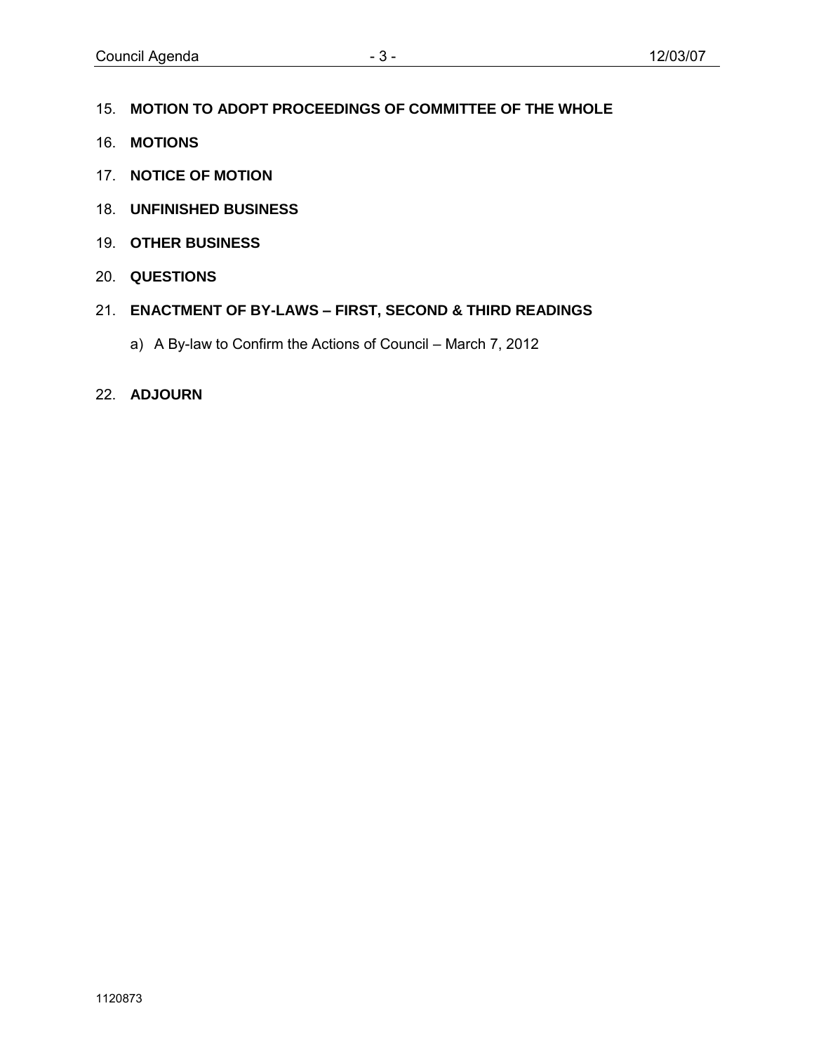15. **MOTION TO ADOPT PROCEEDINGS OF COMMITTEE OF THE WHOLE**

16. **MOTIONS**

17. **NOTICE OF MOTION**

18. **UNFINISHED BUSINESS**

19. **OTHER BUSINESS**

20. **QUESTIONS**

21. **ENACTMENT OF BY-LAWS – FIRST, SECOND & THIRD READINGS**

    a) A By-law to Confirm the Actions of Council – March 7, 2012

22. **ADJOURN**

1120873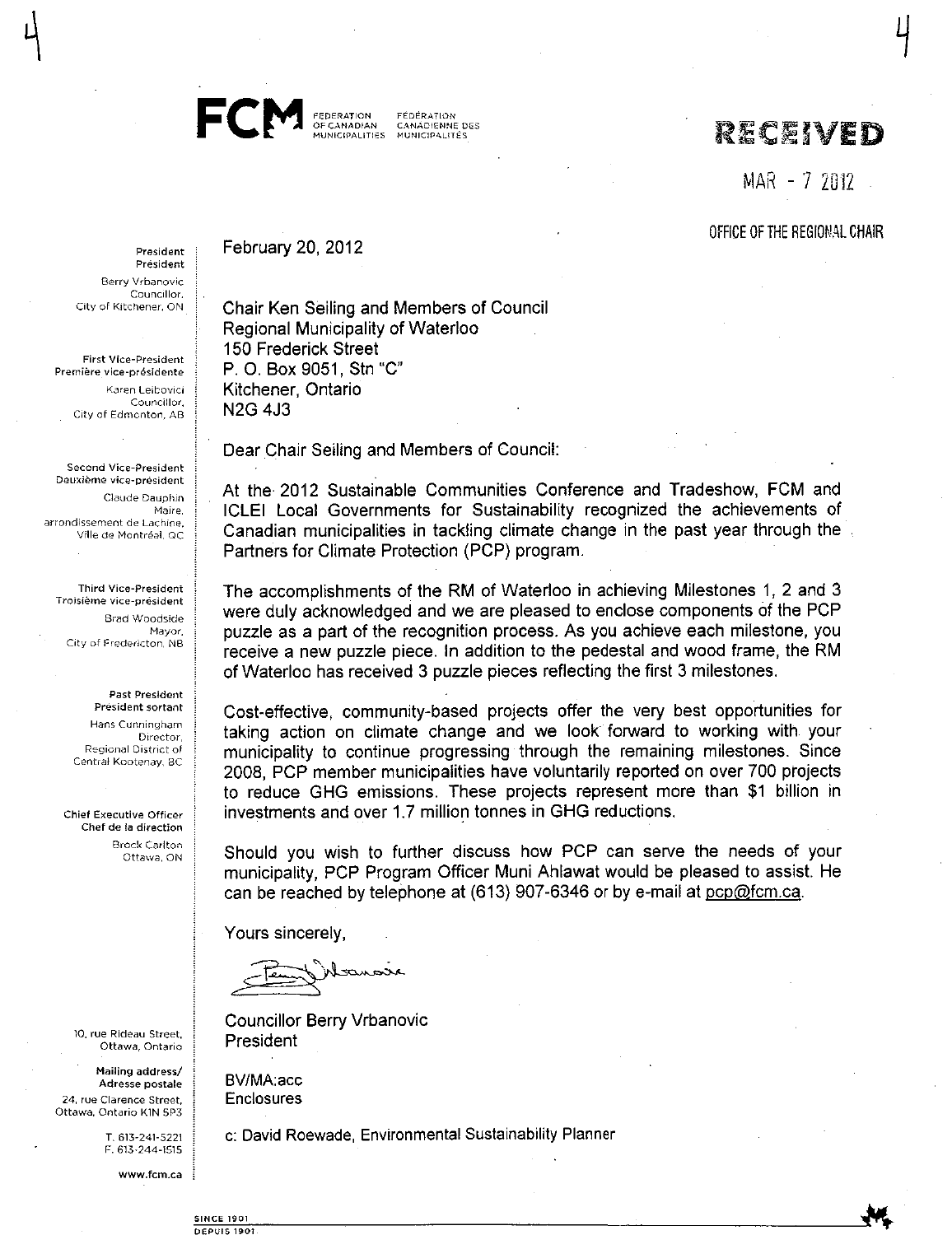FCM FEDERATION OF CANADIAN MUNICIPALITIES FÉDÉRATION CANADIENNE DES MUNICIPALITÉS

RECEIVED

MAR - 7 2012

OFFICE OF THE REGIONAL CHAIR

**President**
**Président**
Berry Vrbanovic
Councillor,
City of Kitchener, ON

**First Vice-President**
**Première vice-présidente**
Karen Leibovici
Councillor,
City of Edmonton, AB

**Second Vice-President**
**Deuxième vice-président**
Claude Dauphin
Maire,
arrondissement de Lachine,
Ville de Montréal, QC

**Third Vice-President**
**Troisième vice-président**
Brad Woodside
Mayor,
City of Fredericton, NB

**Past President**
**Président sortant**
Hans Cunningham
Director,
Regional District of
Central Kootenay, BC

**Chief Executive Officer**
**Chef de la direction**
Brock Carlton
Ottawa, ON

February 20, 2012

Chair Ken Seiling and Members of Council
Regional Municipality of Waterloo
150 Frederick Street
P. O. Box 9051, Stn "C"
Kitchener, Ontario
N2G 4J3

Dear Chair Seiling and Members of Council:

At the 2012 Sustainable Communities Conference and Tradeshow, FCM and ICLEI Local Governments for Sustainability recognized the achievements of Canadian municipalities in tackling climate change in the past year through the Partners for Climate Protection (PCP) program.

The accomplishments of the RM of Waterloo in achieving Milestones 1, 2 and 3 were duly acknowledged and we are pleased to enclose components of the PCP puzzle as a part of the recognition process. As you achieve each milestone, you receive a new puzzle piece. In addition to the pedestal and wood frame, the RM of Waterloo has received 3 puzzle pieces reflecting the first 3 milestones.

Cost-effective, community-based projects offer the very best opportunities for taking action on climate change and we look forward to working with your municipality to continue progressing through the remaining milestones. Since 2008, PCP member municipalities have voluntarily reported on over 700 projects to reduce GHG emissions. These projects represent more than $1 billion in investments and over 1.7 million tonnes in GHG reductions.

Should you wish to further discuss how PCP can serve the needs of your municipality, PCP Program Officer Muni Ahlawat would be pleased to assist. He can be reached by telephone at (613) 907-6346 or by e-mail at pcp@fcm.ca.

Yours sincerely,

Councillor Berry Vrbanovic
President

BV/MA:acc
Enclosures

c: David Roewade, Environmental Sustainability Planner

10, rue Rideau Street,
Ottawa, Ontario

**Mailing address/**
**Adresse postale**
24, rue Clarence Street,
Ottawa, Ontario K1N 5P3

T. 613-241-5221
F. 613-244-1515

www.fcm.ca

SINCE 1901
DEPUIS 1901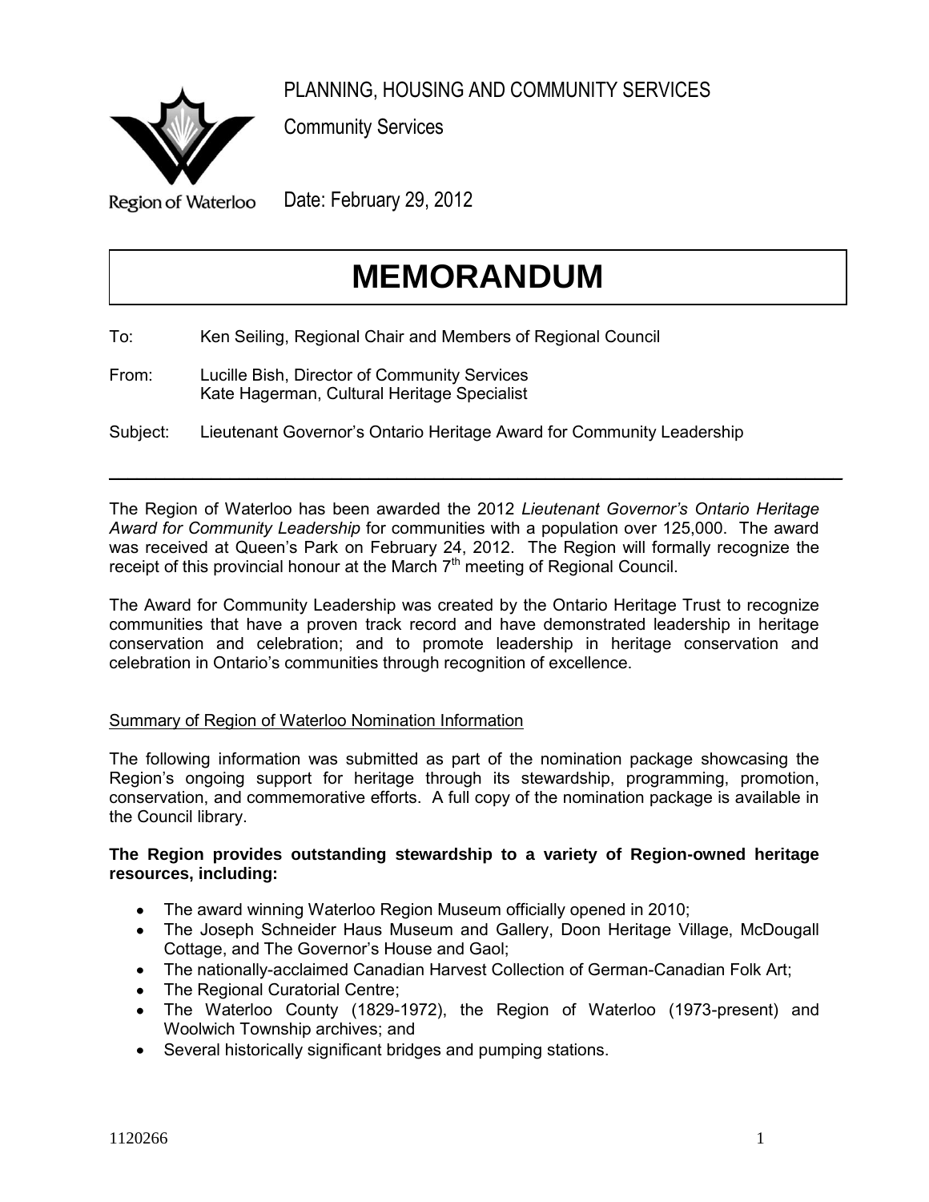PLANNING, HOUSING AND COMMUNITY SERVICES

Community Services

Region of Waterloo

Date: February 29, 2012

# MEMORANDUM

To: Ken Seiling, Regional Chair and Members of Regional Council

From: Lucille Bish, Director of Community Services
Kate Hagerman, Cultural Heritage Specialist

Subject: Lieutenant Governor's Ontario Heritage Award for Community Leadership

---

The Region of Waterloo has been awarded the 2012 *Lieutenant Governor's Ontario Heritage Award for Community Leadership* for communities with a population over 125,000. The award was received at Queen's Park on February 24, 2012. The Region will formally recognize the receipt of this provincial honour at the March 7th meeting of Regional Council.

The Award for Community Leadership was created by the Ontario Heritage Trust to recognize communities that have a proven track record and have demonstrated leadership in heritage conservation and celebration; and to promote leadership in heritage conservation and celebration in Ontario's communities through recognition of excellence.

Summary of Region of Waterloo Nomination Information

The following information was submitted as part of the nomination package showcasing the Region's ongoing support for heritage through its stewardship, programming, promotion, conservation, and commemorative efforts. A full copy of the nomination package is available in the Council library.

**The Region provides outstanding stewardship to a variety of Region-owned heritage resources, including:**

- The award winning Waterloo Region Museum officially opened in 2010;
- The Joseph Schneider Haus Museum and Gallery, Doon Heritage Village, McDougall Cottage, and The Governor's House and Gaol;
- The nationally-acclaimed Canadian Harvest Collection of German-Canadian Folk Art;
- The Regional Curatorial Centre;
- The Waterloo County (1829-1972), the Region of Waterloo (1973-present) and Woolwich Township archives; and
- Several historically significant bridges and pumping stations.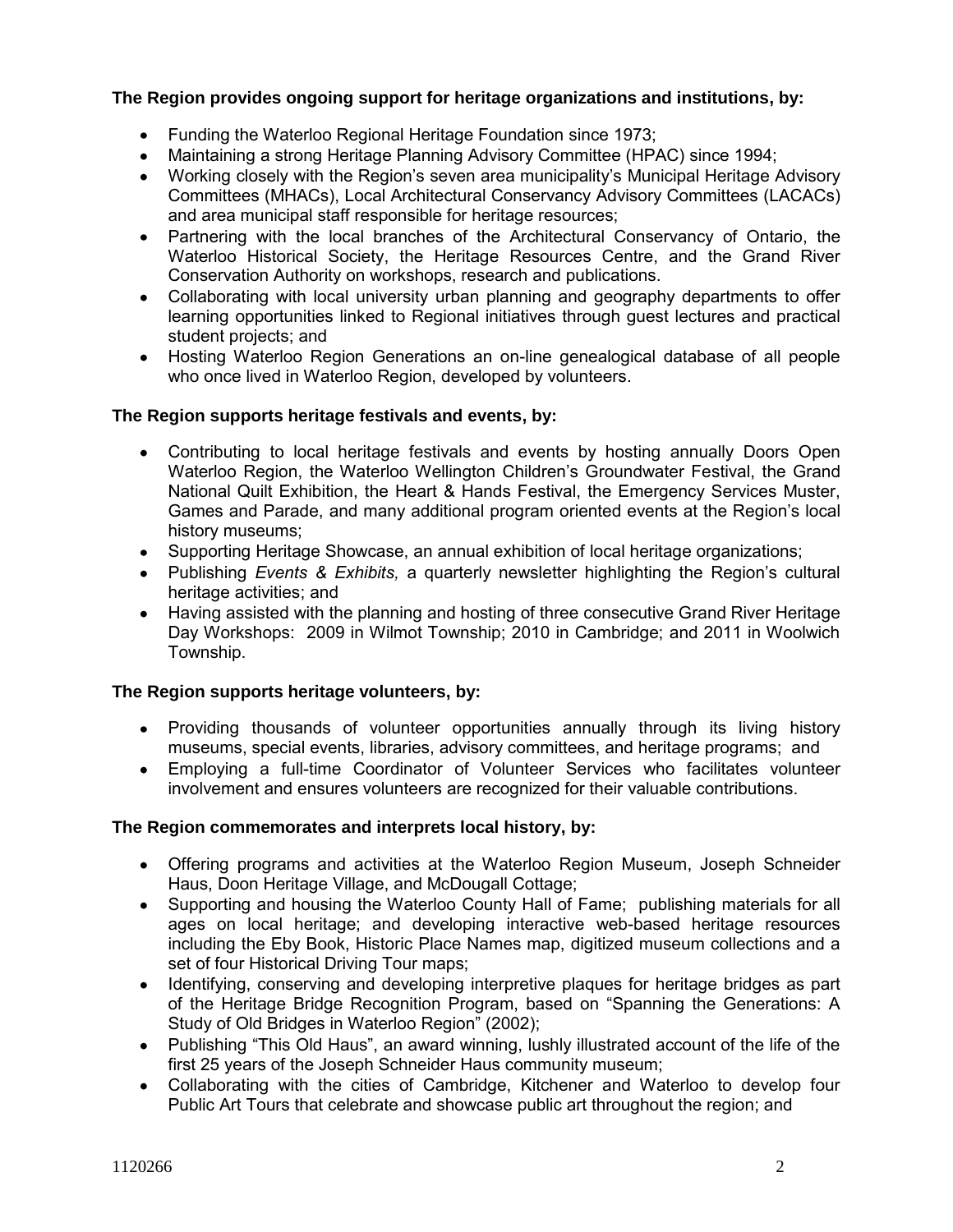**The Region provides ongoing support for heritage organizations and institutions, by:**

- Funding the Waterloo Regional Heritage Foundation since 1973;
- Maintaining a strong Heritage Planning Advisory Committee (HPAC) since 1994;
- Working closely with the Region's seven area municipality's Municipal Heritage Advisory Committees (MHACs), Local Architectural Conservancy Advisory Committees (LACACs) and area municipal staff responsible for heritage resources;
- Partnering with the local branches of the Architectural Conservancy of Ontario, the Waterloo Historical Society, the Heritage Resources Centre, and the Grand River Conservation Authority on workshops, research and publications.
- Collaborating with local university urban planning and geography departments to offer learning opportunities linked to Regional initiatives through guest lectures and practical student projects; and
- Hosting Waterloo Region Generations an on-line genealogical database of all people who once lived in Waterloo Region, developed by volunteers.

**The Region supports heritage festivals and events, by:**

- Contributing to local heritage festivals and events by hosting annually Doors Open Waterloo Region, the Waterloo Wellington Children's Groundwater Festival, the Grand National Quilt Exhibition, the Heart & Hands Festival, the Emergency Services Muster, Games and Parade, and many additional program oriented events at the Region's local history museums;
- Supporting Heritage Showcase, an annual exhibition of local heritage organizations;
- Publishing *Events & Exhibits,* a quarterly newsletter highlighting the Region's cultural heritage activities; and
- Having assisted with the planning and hosting of three consecutive Grand River Heritage Day Workshops: 2009 in Wilmot Township; 2010 in Cambridge; and 2011 in Woolwich Township.

**The Region supports heritage volunteers, by:**

- Providing thousands of volunteer opportunities annually through its living history museums, special events, libraries, advisory committees, and heritage programs; and
- Employing a full-time Coordinator of Volunteer Services who facilitates volunteer involvement and ensures volunteers are recognized for their valuable contributions.

**The Region commemorates and interprets local history, by:**

- Offering programs and activities at the Waterloo Region Museum, Joseph Schneider Haus, Doon Heritage Village, and McDougall Cottage;
- Supporting and housing the Waterloo County Hall of Fame; publishing materials for all ages on local heritage; and developing interactive web-based heritage resources including the Eby Book, Historic Place Names map, digitized museum collections and a set of four Historical Driving Tour maps;
- Identifying, conserving and developing interpretive plaques for heritage bridges as part of the Heritage Bridge Recognition Program, based on "Spanning the Generations: A Study of Old Bridges in Waterloo Region" (2002);
- Publishing "This Old Haus", an award winning, lushly illustrated account of the life of the first 25 years of the Joseph Schneider Haus community museum;
- Collaborating with the cities of Cambridge, Kitchener and Waterloo to develop four Public Art Tours that celebrate and showcase public art throughout the region; and

1120266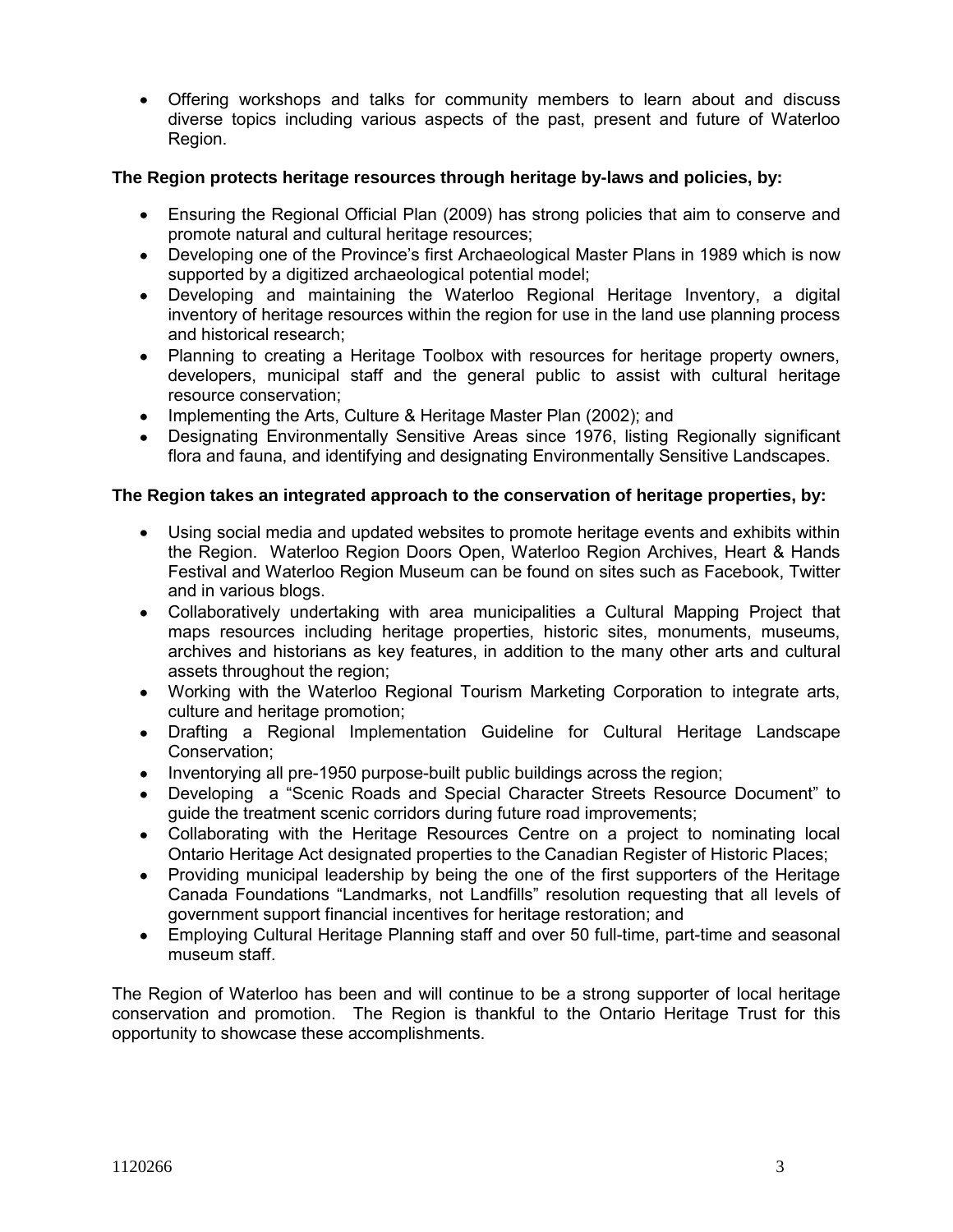- Offering workshops and talks for community members to learn about and discuss diverse topics including various aspects of the past, present and future of Waterloo Region.

**The Region protects heritage resources through heritage by-laws and policies, by:**

- Ensuring the Regional Official Plan (2009) has strong policies that aim to conserve and promote natural and cultural heritage resources;
- Developing one of the Province's first Archaeological Master Plans in 1989 which is now supported by a digitized archaeological potential model;
- Developing and maintaining the Waterloo Regional Heritage Inventory, a digital inventory of heritage resources within the region for use in the land use planning process and historical research;
- Planning to creating a Heritage Toolbox with resources for heritage property owners, developers, municipal staff and the general public to assist with cultural heritage resource conservation;
- Implementing the Arts, Culture & Heritage Master Plan (2002); and
- Designating Environmentally Sensitive Areas since 1976, listing Regionally significant flora and fauna, and identifying and designating Environmentally Sensitive Landscapes.

**The Region takes an integrated approach to the conservation of heritage properties, by:**

- Using social media and updated websites to promote heritage events and exhibits within the Region. Waterloo Region Doors Open, Waterloo Region Archives, Heart & Hands Festival and Waterloo Region Museum can be found on sites such as Facebook, Twitter and in various blogs.
- Collaboratively undertaking with area municipalities a Cultural Mapping Project that maps resources including heritage properties, historic sites, monuments, museums, archives and historians as key features, in addition to the many other arts and cultural assets throughout the region;
- Working with the Waterloo Regional Tourism Marketing Corporation to integrate arts, culture and heritage promotion;
- Drafting a Regional Implementation Guideline for Cultural Heritage Landscape Conservation;
- Inventorying all pre-1950 purpose-built public buildings across the region;
- Developing a "Scenic Roads and Special Character Streets Resource Document" to guide the treatment scenic corridors during future road improvements;
- Collaborating with the Heritage Resources Centre on a project to nominating local Ontario Heritage Act designated properties to the Canadian Register of Historic Places;
- Providing municipal leadership by being the one of the first supporters of the Heritage Canada Foundations "Landmarks, not Landfills" resolution requesting that all levels of government support financial incentives for heritage restoration; and
- Employing Cultural Heritage Planning staff and over 50 full-time, part-time and seasonal museum staff.

The Region of Waterloo has been and will continue to be a strong supporter of local heritage conservation and promotion. The Region is thankful to the Ontario Heritage Trust for this opportunity to showcase these accomplishments.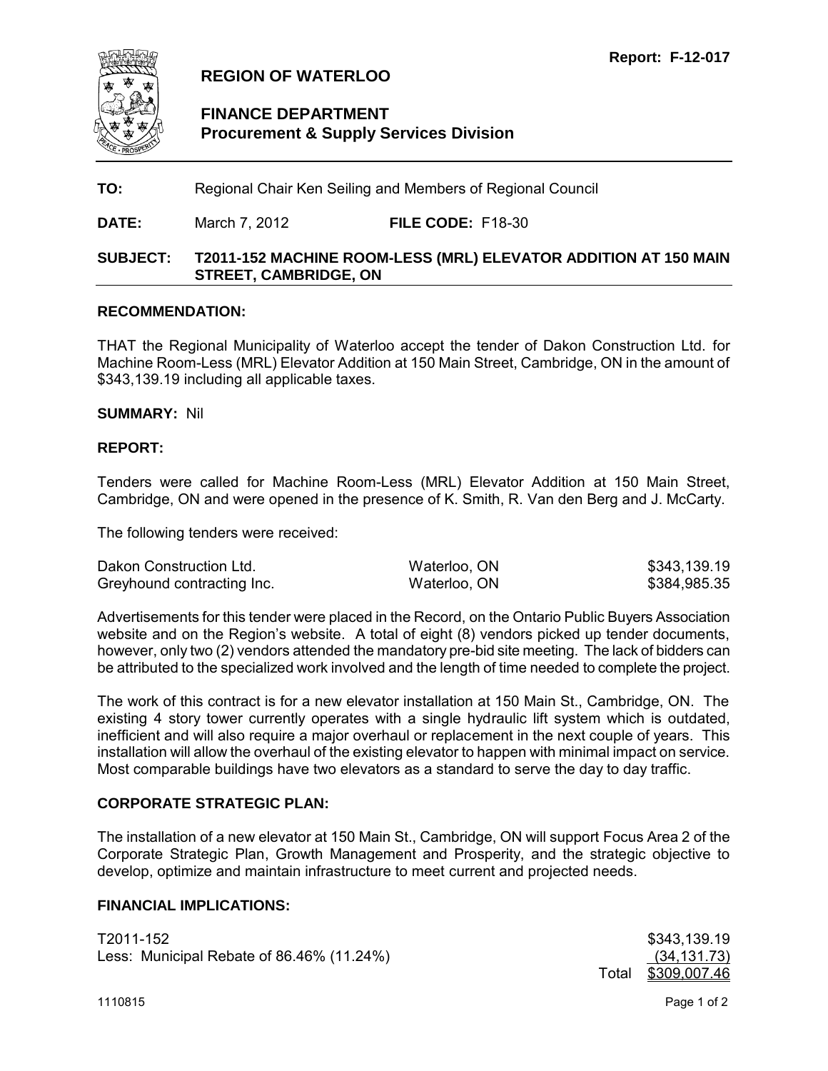Report: F-12-017

# REGION OF WATERLOO

## FINANCE DEPARTMENT
### Procurement & Supply Services Division

**TO:** Regional Chair Ken Seiling and Members of Regional Council

**DATE:** March 7, 2012 **FILE CODE:** F18-30

**SUBJECT: T2011-152 MACHINE ROOM-LESS (MRL) ELEVATOR ADDITION AT 150 MAIN STREET, CAMBRIDGE, ON**

**RECOMMENDATION:**

THAT the Regional Municipality of Waterloo accept the tender of Dakon Construction Ltd. for Machine Room-Less (MRL) Elevator Addition at 150 Main Street, Cambridge, ON in the amount of $343,139.19 including all applicable taxes.

**SUMMARY:** Nil

**REPORT:**

Tenders were called for Machine Room-Less (MRL) Elevator Addition at 150 Main Street, Cambridge, ON and were opened in the presence of K. Smith, R. Van den Berg and J. McCarty.

The following tenders were received:

| | | |
|---|---|---|
| Dakon Construction Ltd. | Waterloo, ON | $343,139.19 |
| Greyhound contracting Inc. | Waterloo, ON | $384,985.35 |

Advertisements for this tender were placed in the Record, on the Ontario Public Buyers Association website and on the Region's website. A total of eight (8) vendors picked up tender documents, however, only two (2) vendors attended the mandatory pre-bid site meeting. The lack of bidders can be attributed to the specialized work involved and the length of time needed to complete the project.

The work of this contract is for a new elevator installation at 150 Main St., Cambridge, ON. The existing 4 story tower currently operates with a single hydraulic lift system which is outdated, inefficient and will also require a major overhaul or replacement in the next couple of years. This installation will allow the overhaul of the existing elevator to happen with minimal impact on service. Most comparable buildings have two elevators as a standard to serve the day to day traffic.

**CORPORATE STRATEGIC PLAN:**

The installation of a new elevator at 150 Main St., Cambridge, ON will support Focus Area 2 of the Corporate Strategic Plan, Growth Management and Prosperity, and the strategic objective to develop, optimize and maintain infrastructure to meet current and projected needs.

**FINANCIAL IMPLICATIONS:**

| | | |
|---|---|---|
| T2011-152 | | $343,139.19 |
| Less: Municipal Rebate of 86.46% (11.24%) | | (34,131.73) |
| | Total | $309,007.46 |

1110815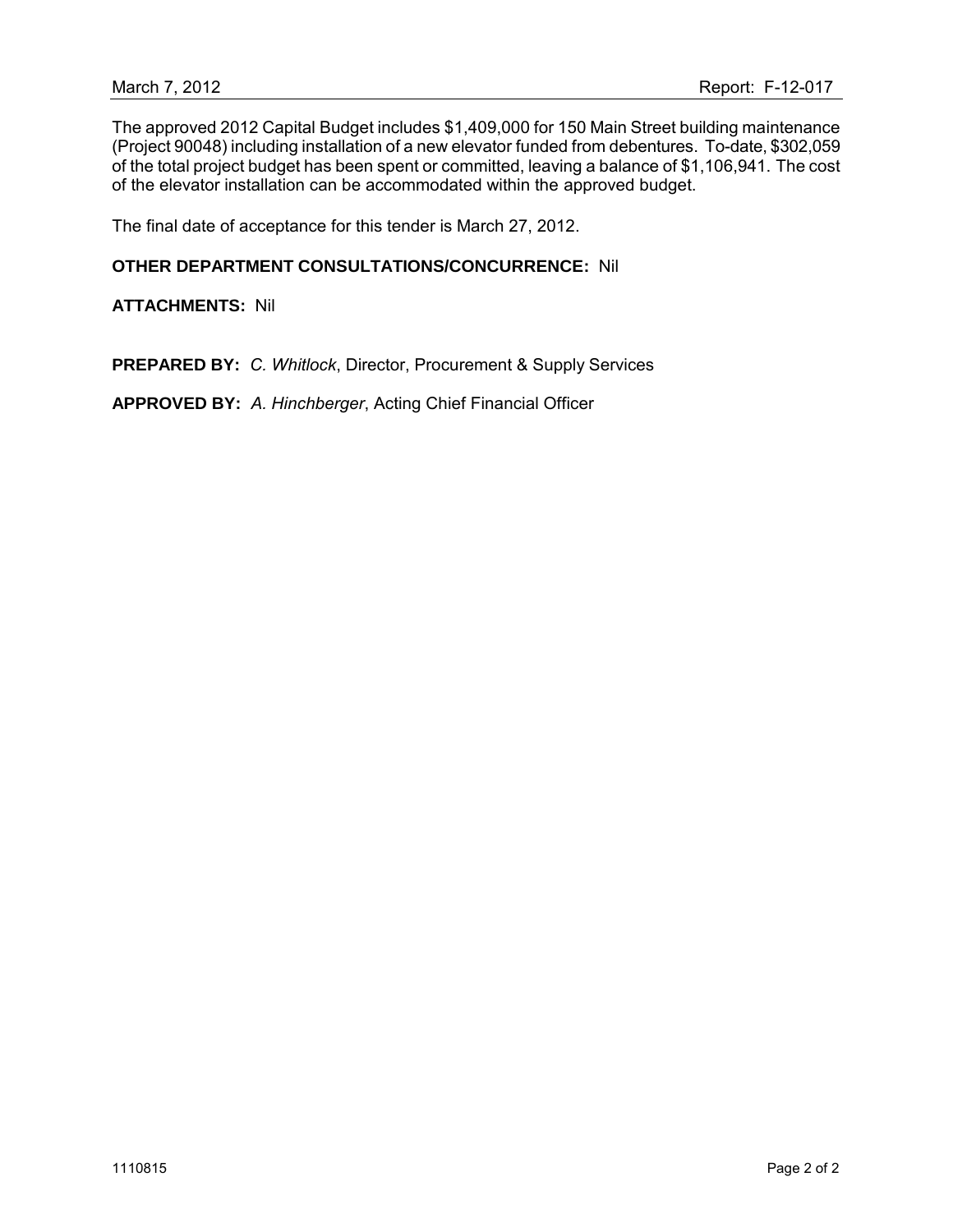The approved 2012 Capital Budget includes $1,409,000 for 150 Main Street building maintenance (Project 90048) including installation of a new elevator funded from debentures. To-date, $302,059 of the total project budget has been spent or committed, leaving a balance of $1,106,941. The cost of the elevator installation can be accommodated within the approved budget.

The final date of acceptance for this tender is March 27, 2012.

**OTHER DEPARTMENT CONSULTATIONS/CONCURRENCE:** Nil

**ATTACHMENTS:** Nil

**PREPARED BY:** *C. Whitlock*, Director, Procurement & Supply Services

**APPROVED BY:** *A. Hinchberger*, Acting Chief Financial Officer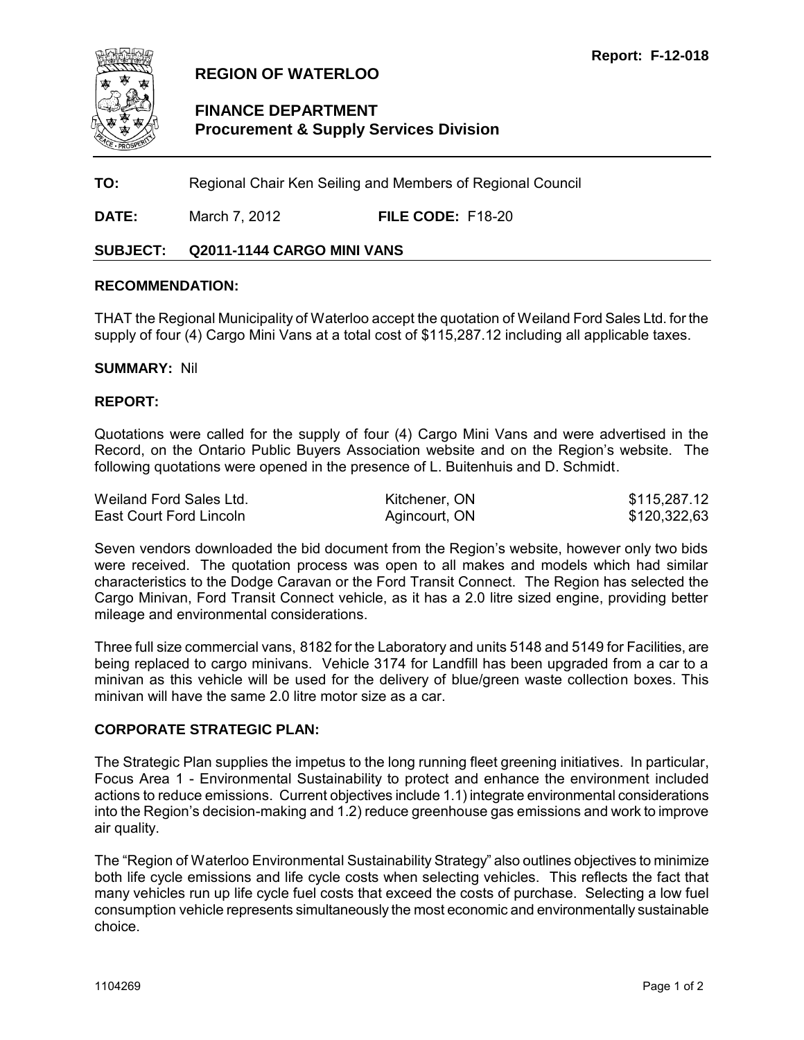Report: F-12-018

# REGION OF WATERLOO

## FINANCE DEPARTMENT
### Procurement & Supply Services Division

**TO:** Regional Chair Ken Seiling and Members of Regional Council

**DATE:** March 7, 2012 **FILE CODE:** F18-20

**SUBJECT: Q2011-1144 CARGO MINI VANS**

**RECOMMENDATION:**

THAT the Regional Municipality of Waterloo accept the quotation of Weiland Ford Sales Ltd. for the supply of four (4) Cargo Mini Vans at a total cost of $115,287.12 including all applicable taxes.

**SUMMARY:** Nil

**REPORT:**

Quotations were called for the supply of four (4) Cargo Mini Vans and were advertised in the Record, on the Ontario Public Buyers Association website and on the Region's website. The following quotations were opened in the presence of L. Buitenhuis and D. Schmidt.

| | | |
|---|---|---|
| Weiland Ford Sales Ltd. | Kitchener, ON | $115,287.12 |
| East Court Ford Lincoln | Agincourt, ON | $120,322,63 |

Seven vendors downloaded the bid document from the Region's website, however only two bids were received. The quotation process was open to all makes and models which had similar characteristics to the Dodge Caravan or the Ford Transit Connect. The Region has selected the Cargo Minivan, Ford Transit Connect vehicle, as it has a 2.0 litre sized engine, providing better mileage and environmental considerations.

Three full size commercial vans, 8182 for the Laboratory and units 5148 and 5149 for Facilities, are being replaced to cargo minivans. Vehicle 3174 for Landfill has been upgraded from a car to a minivan as this vehicle will be used for the delivery of blue/green waste collection boxes. This minivan will have the same 2.0 litre motor size as a car.

**CORPORATE STRATEGIC PLAN:**

The Strategic Plan supplies the impetus to the long running fleet greening initiatives. In particular, Focus Area 1 - Environmental Sustainability to protect and enhance the environment included actions to reduce emissions. Current objectives include 1.1) integrate environmental considerations into the Region's decision-making and 1.2) reduce greenhouse gas emissions and work to improve air quality.

The "Region of Waterloo Environmental Sustainability Strategy" also outlines objectives to minimize both life cycle emissions and life cycle costs when selecting vehicles. This reflects the fact that many vehicles run up life cycle fuel costs that exceed the costs of purchase. Selecting a low fuel consumption vehicle represents simultaneously the most economic and environmentally sustainable choice.

1104269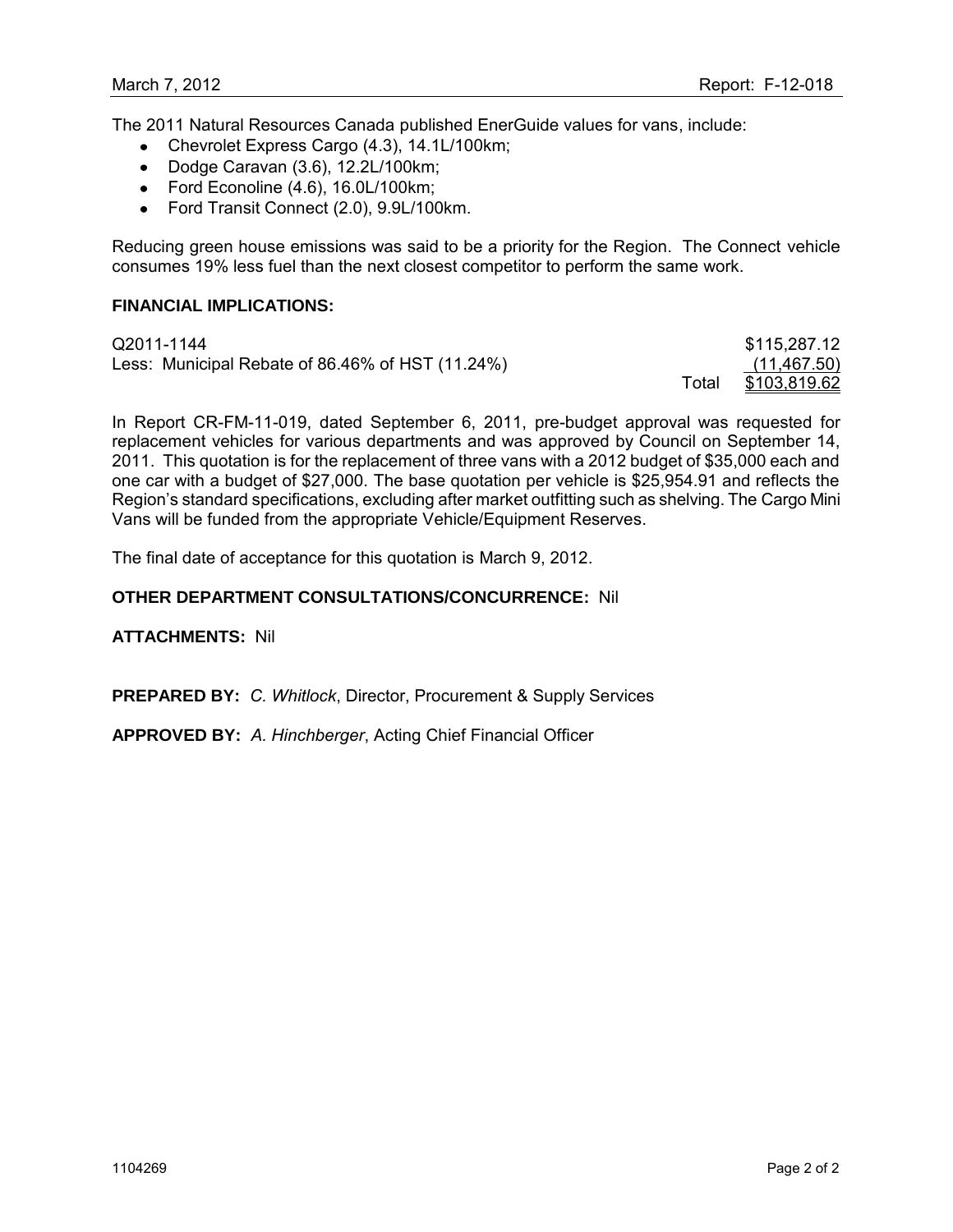The 2011 Natural Resources Canada published EnerGuide values for vans, include:

- Chevrolet Express Cargo (4.3), 14.1L/100km;
- Dodge Caravan (3.6), 12.2L/100km;
- Ford Econoline (4.6), 16.0L/100km;
- Ford Transit Connect (2.0), 9.9L/100km.

Reducing green house emissions was said to be a priority for the Region. The Connect vehicle consumes 19% less fuel than the next closest competitor to perform the same work.

**FINANCIAL IMPLICATIONS:**

| | | |
|---|---|---|
| Q2011-1144 | | $115,287.12 |
| Less: Municipal Rebate of 86.46% of HST (11.24%) | | (11,467.50) |
| | Total | $103,819.62 |

In Report CR-FM-11-019, dated September 6, 2011, pre-budget approval was requested for replacement vehicles for various departments and was approved by Council on September 14, 2011. This quotation is for the replacement of three vans with a 2012 budget of $35,000 each and one car with a budget of $27,000. The base quotation per vehicle is $25,954.91 and reflects the Region's standard specifications, excluding after market outfitting such as shelving. The Cargo Mini Vans will be funded from the appropriate Vehicle/Equipment Reserves.

The final date of acceptance for this quotation is March 9, 2012.

**OTHER DEPARTMENT CONSULTATIONS/CONCURRENCE:** Nil

**ATTACHMENTS:** Nil

**PREPARED BY:** *C. Whitlock*, Director, Procurement & Supply Services

**APPROVED BY:** *A. Hinchberger*, Acting Chief Financial Officer

1104269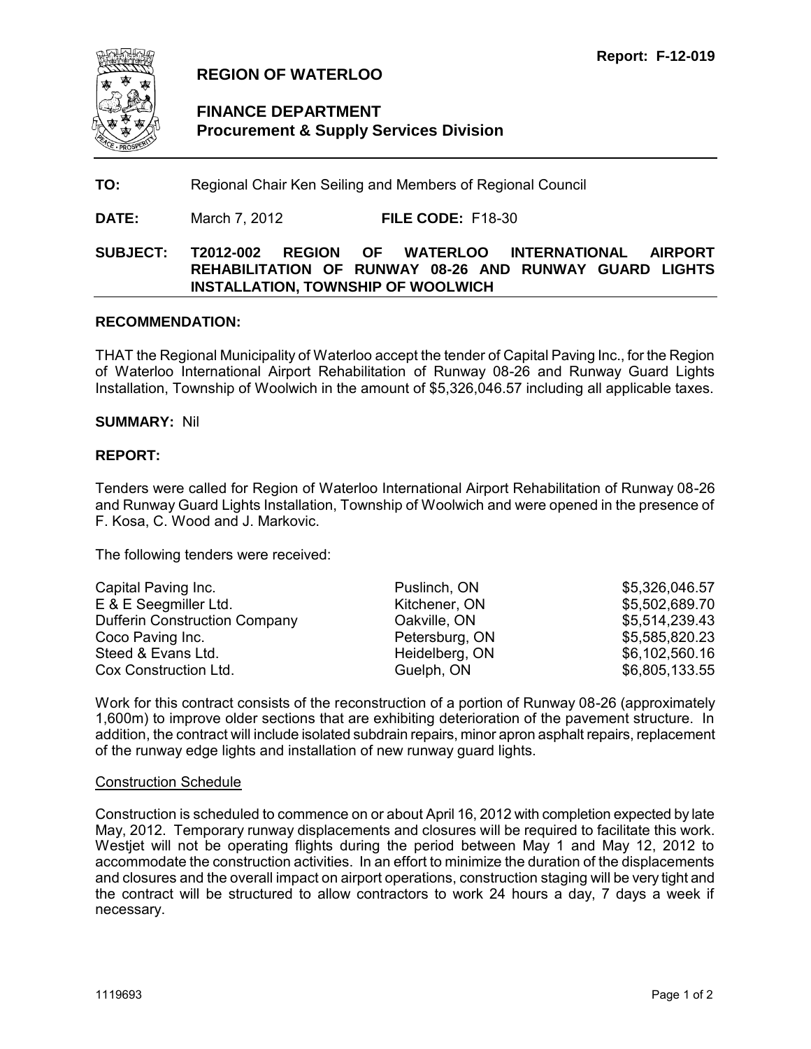**Report: F-12-019**

# REGION OF WATERLOO

## FINANCE DEPARTMENT
### Procurement & Supply Services Division

**TO:** Regional Chair Ken Seiling and Members of Regional Council

**DATE:** March 7, 2012 **FILE CODE:** F18-30

**SUBJECT: T2012-002 REGION OF WATERLOO INTERNATIONAL AIRPORT REHABILITATION OF RUNWAY 08-26 AND RUNWAY GUARD LIGHTS INSTALLATION, TOWNSHIP OF WOOLWICH**

**RECOMMENDATION:**

THAT the Regional Municipality of Waterloo accept the tender of Capital Paving Inc., for the Region of Waterloo International Airport Rehabilitation of Runway 08-26 and Runway Guard Lights Installation, Township of Woolwich in the amount of $5,326,046.57 including all applicable taxes.

**SUMMARY:** Nil

**REPORT:**

Tenders were called for Region of Waterloo International Airport Rehabilitation of Runway 08-26 and Runway Guard Lights Installation, Township of Woolwich and were opened in the presence of F. Kosa, C. Wood and J. Markovic.

The following tenders were received:

| | | |
|---|---|---|
| Capital Paving Inc. | Puslinch, ON | $5,326,046.57 |
| E & E Seegmiller Ltd. | Kitchener, ON | $5,502,689.70 |
| Dufferin Construction Company | Oakville, ON | $5,514,239.43 |
| Coco Paving Inc. | Petersburg, ON | $5,585,820.23 |
| Steed & Evans Ltd. | Heidelberg, ON | $6,102,560.16 |
| Cox Construction Ltd. | Guelph, ON | $6,805,133.55 |

Work for this contract consists of the reconstruction of a portion of Runway 08-26 (approximately 1,600m) to improve older sections that are exhibiting deterioration of the pavement structure. In addition, the contract will include isolated subdrain repairs, minor apron asphalt repairs, replacement of the runway edge lights and installation of new runway guard lights.

Construction Schedule

Construction is scheduled to commence on or about April 16, 2012 with completion expected by late May, 2012. Temporary runway displacements and closures will be required to facilitate this work. Westjet will not be operating flights during the period between May 1 and May 12, 2012 to accommodate the construction activities. In an effort to minimize the duration of the displacements and closures and the overall impact on airport operations, construction staging will be very tight and the contract will be structured to allow contractors to work 24 hours a day, 7 days a week if necessary.

1119693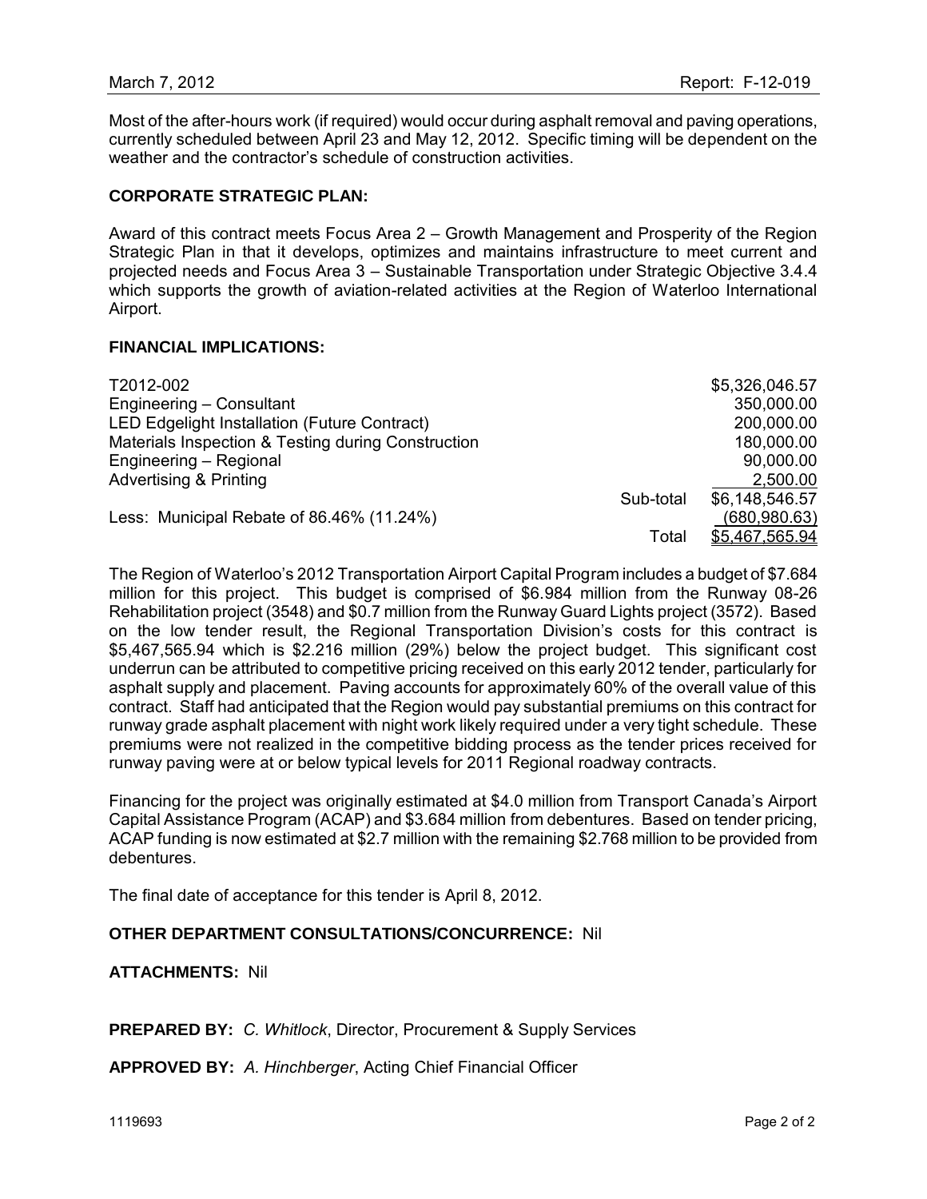Most of the after-hours work (if required) would occur during asphalt removal and paving operations, currently scheduled between April 23 and May 12, 2012. Specific timing will be dependent on the weather and the contractor's schedule of construction activities.

**CORPORATE STRATEGIC PLAN:**

Award of this contract meets Focus Area 2 – Growth Management and Prosperity of the Region Strategic Plan in that it develops, optimizes and maintains infrastructure to meet current and projected needs and Focus Area 3 – Sustainable Transportation under Strategic Objective 3.4.4 which supports the growth of aviation-related activities at the Region of Waterloo International Airport.

**FINANCIAL IMPLICATIONS:**

| | | |
|---|---|---|
| T2012-002 | | $5,326,046.57 |
| Engineering – Consultant | | 350,000.00 |
| LED Edgelight Installation (Future Contract) | | 200,000.00 |
| Materials Inspection & Testing during Construction | | 180,000.00 |
| Engineering – Regional | | 90,000.00 |
| Advertising & Printing | | 2,500.00 |
| | Sub-total | $6,148,546.57 |
| Less: Municipal Rebate of 86.46% (11.24%) | | (680,980.63) |
| | Total | $5,467,565.94 |

The Region of Waterloo's 2012 Transportation Airport Capital Program includes a budget of $7.684 million for this project. This budget is comprised of $6.984 million from the Runway 08-26 Rehabilitation project (3548) and $0.7 million from the Runway Guard Lights project (3572). Based on the low tender result, the Regional Transportation Division's costs for this contract is $5,467,565.94 which is $2.216 million (29%) below the project budget. This significant cost underrun can be attributed to competitive pricing received on this early 2012 tender, particularly for asphalt supply and placement. Paving accounts for approximately 60% of the overall value of this contract. Staff had anticipated that the Region would pay substantial premiums on this contract for runway grade asphalt placement with night work likely required under a very tight schedule. These premiums were not realized in the competitive bidding process as the tender prices received for runway paving were at or below typical levels for 2011 Regional roadway contracts.

Financing for the project was originally estimated at $4.0 million from Transport Canada's Airport Capital Assistance Program (ACAP) and $3.684 million from debentures. Based on tender pricing, ACAP funding is now estimated at $2.7 million with the remaining $2.768 million to be provided from debentures.

The final date of acceptance for this tender is April 8, 2012.

**OTHER DEPARTMENT CONSULTATIONS/CONCURRENCE:** Nil

**ATTACHMENTS:** Nil

**PREPARED BY:** *C. Whitlock*, Director, Procurement & Supply Services

**APPROVED BY:** *A. Hinchberger*, Acting Chief Financial Officer

1119693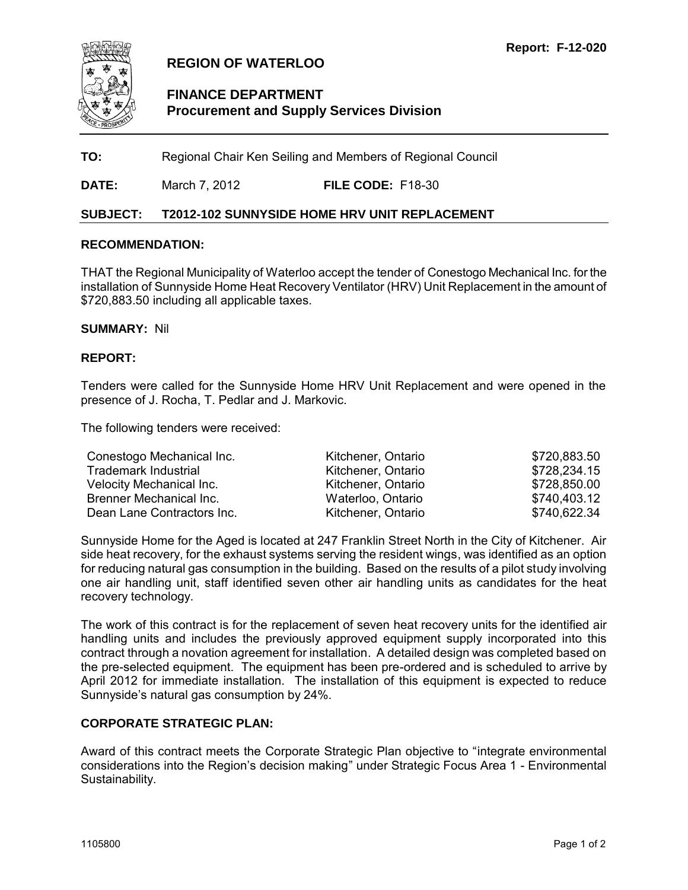Report: F-12-020

# REGION OF WATERLOO

## FINANCE DEPARTMENT
### Procurement and Supply Services Division

**TO:** Regional Chair Ken Seiling and Members of Regional Council

**DATE:** March 7, 2012 **FILE CODE:** F18-30

**SUBJECT: T2012-102 SUNNYSIDE HOME HRV UNIT REPLACEMENT**

**RECOMMENDATION:**

THAT the Regional Municipality of Waterloo accept the tender of Conestogo Mechanical Inc. for the installation of Sunnyside Home Heat Recovery Ventilator (HRV) Unit Replacement in the amount of $720,883.50 including all applicable taxes.

**SUMMARY:** Nil

**REPORT:**

Tenders were called for the Sunnyside Home HRV Unit Replacement and were opened in the presence of J. Rocha, T. Pedlar and J. Markovic.

The following tenders were received:

| | | |
|---|---|---|
| Conestogo Mechanical Inc. | Kitchener, Ontario | $720,883.50 |
| Trademark Industrial | Kitchener, Ontario | $728,234.15 |
| Velocity Mechanical Inc. | Kitchener, Ontario | $728,850.00 |
| Brenner Mechanical Inc. | Waterloo, Ontario | $740,403.12 |
| Dean Lane Contractors Inc. | Kitchener, Ontario | $740,622.34 |

Sunnyside Home for the Aged is located at 247 Franklin Street North in the City of Kitchener. Air side heat recovery, for the exhaust systems serving the resident wings, was identified as an option for reducing natural gas consumption in the building. Based on the results of a pilot study involving one air handling unit, staff identified seven other air handling units as candidates for the heat recovery technology.

The work of this contract is for the replacement of seven heat recovery units for the identified air handling units and includes the previously approved equipment supply incorporated into this contract through a novation agreement for installation. A detailed design was completed based on the pre-selected equipment. The equipment has been pre-ordered and is scheduled to arrive by April 2012 for immediate installation. The installation of this equipment is expected to reduce Sunnyside's natural gas consumption by 24%.

**CORPORATE STRATEGIC PLAN:**

Award of this contract meets the Corporate Strategic Plan objective to "integrate environmental considerations into the Region's decision making" under Strategic Focus Area 1 - Environmental Sustainability.

1105800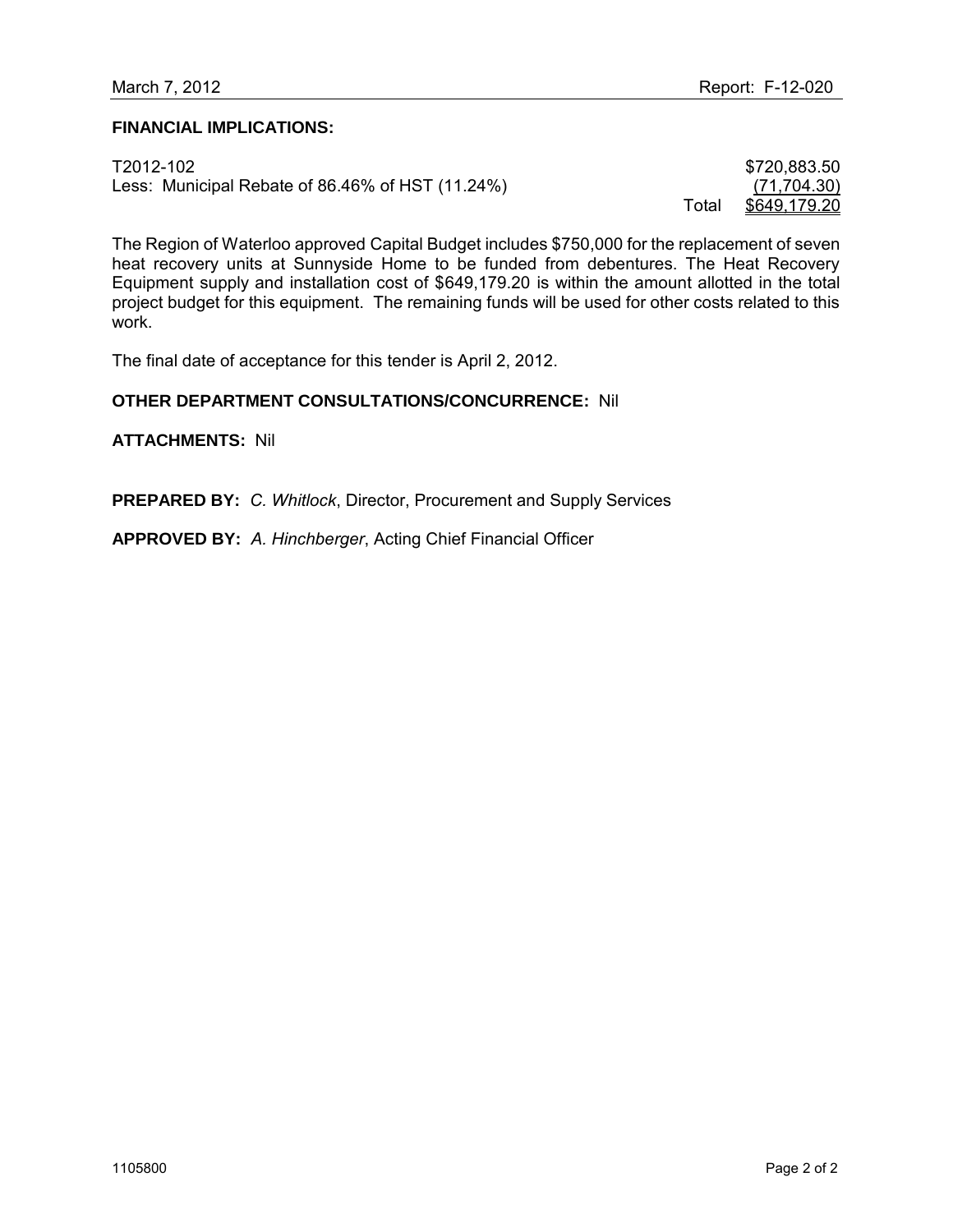**FINANCIAL IMPLICATIONS:**

| | | |
|---|---|---|
| T2012-102 | | $720,883.50 |
| Less: Municipal Rebate of 86.46% of HST (11.24%) | | (71,704.30) |
| | Total | $649,179.20 |

The Region of Waterloo approved Capital Budget includes $750,000 for the replacement of seven heat recovery units at Sunnyside Home to be funded from debentures. The Heat Recovery Equipment supply and installation cost of $649,179.20 is within the amount allotted in the total project budget for this equipment. The remaining funds will be used for other costs related to this work.

The final date of acceptance for this tender is April 2, 2012.

**OTHER DEPARTMENT CONSULTATIONS/CONCURRENCE:** Nil

**ATTACHMENTS:** Nil

**PREPARED BY:** *C. Whitlock*, Director, Procurement and Supply Services

**APPROVED BY:** *A. Hinchberger*, Acting Chief Financial Officer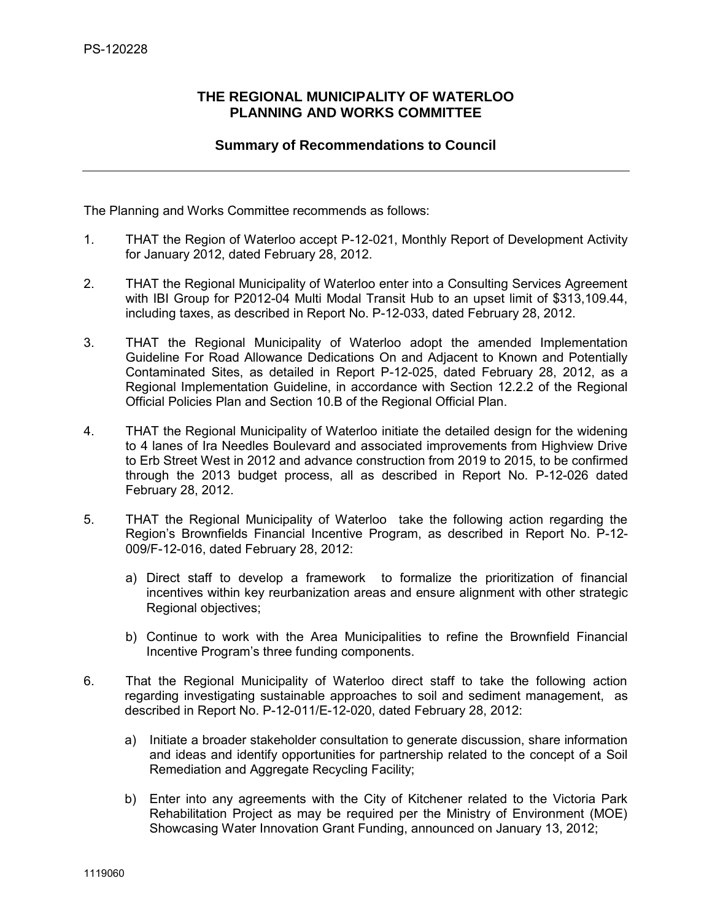PS-120228

## THE REGIONAL MUNICIPALITY OF WATERLOO
## PLANNING AND WORKS COMMITTEE

### Summary of Recommendations to Council

---

The Planning and Works Committee recommends as follows:

1. THAT the Region of Waterloo accept P-12-021, Monthly Report of Development Activity for January 2012, dated February 28, 2012.

2. THAT the Regional Municipality of Waterloo enter into a Consulting Services Agreement with IBI Group for P2012-04 Multi Modal Transit Hub to an upset limit of $313,109.44, including taxes, as described in Report No. P-12-033, dated February 28, 2012.

3. THAT the Regional Municipality of Waterloo adopt the amended Implementation Guideline For Road Allowance Dedications On and Adjacent to Known and Potentially Contaminated Sites, as detailed in Report P-12-025, dated February 28, 2012, as a Regional Implementation Guideline, in accordance with Section 12.2.2 of the Regional Official Policies Plan and Section 10.B of the Regional Official Plan.

4. THAT the Regional Municipality of Waterloo initiate the detailed design for the widening to 4 lanes of Ira Needles Boulevard and associated improvements from Highview Drive to Erb Street West in 2012 and advance construction from 2019 to 2015, to be confirmed through the 2013 budget process, all as described in Report No. P-12-026 dated February 28, 2012.

5. THAT the Regional Municipality of Waterloo take the following action regarding the Region's Brownfields Financial Incentive Program, as described in Report No. P-12-009/F-12-016, dated February 28, 2012:

   a) Direct staff to develop a framework to formalize the prioritization of financial incentives within key reurbanization areas and ensure alignment with other strategic Regional objectives;

   b) Continue to work with the Area Municipalities to refine the Brownfield Financial Incentive Program's three funding components.

6. That the Regional Municipality of Waterloo direct staff to take the following action regarding investigating sustainable approaches to soil and sediment management, as described in Report No. P-12-011/E-12-020, dated February 28, 2012:

   a) Initiate a broader stakeholder consultation to generate discussion, share information and ideas and identify opportunities for partnership related to the concept of a Soil Remediation and Aggregate Recycling Facility;

   b) Enter into any agreements with the City of Kitchener related to the Victoria Park Rehabilitation Project as may be required per the Ministry of Environment (MOE) Showcasing Water Innovation Grant Funding, announced on January 13, 2012;

1119060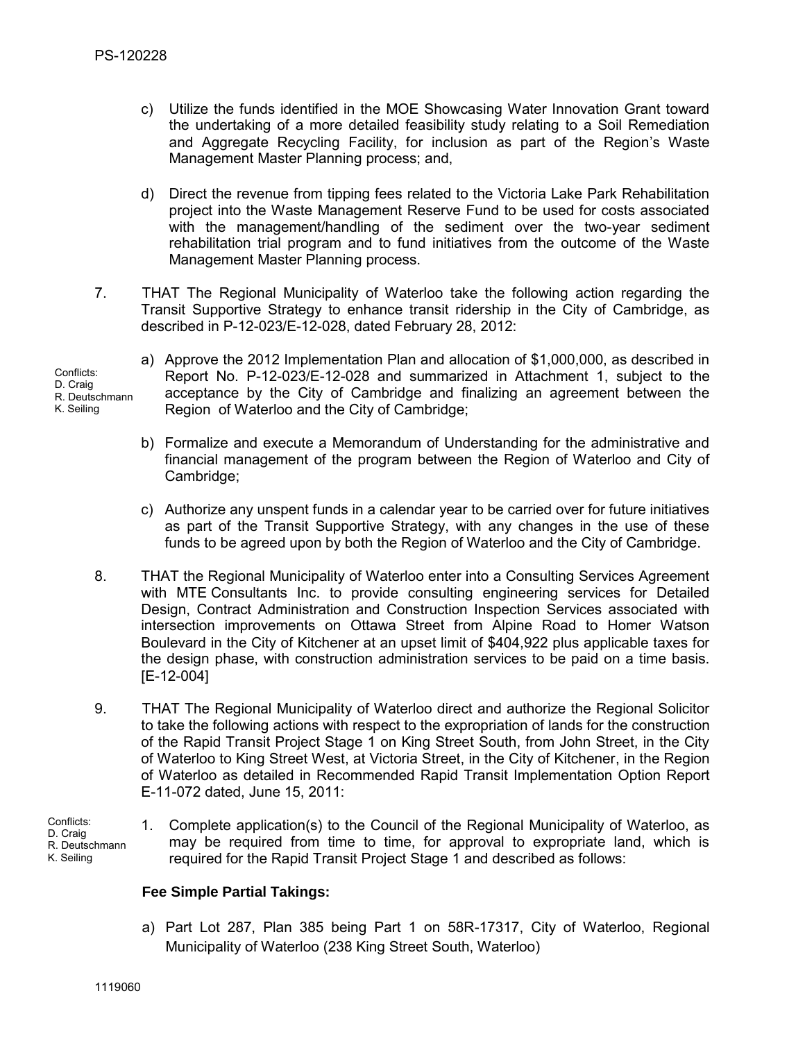c) Utilize the funds identified in the MOE Showcasing Water Innovation Grant toward the undertaking of a more detailed feasibility study relating to a Soil Remediation and Aggregate Recycling Facility, for inclusion as part of the Region's Waste Management Master Planning process; and,

d) Direct the revenue from tipping fees related to the Victoria Lake Park Rehabilitation project into the Waste Management Reserve Fund to be used for costs associated with the management/handling of the sediment over the two-year sediment rehabilitation trial program and to fund initiatives from the outcome of the Waste Management Master Planning process.

7. THAT The Regional Municipality of Waterloo take the following action regarding the Transit Supportive Strategy to enhance transit ridership in the City of Cambridge, as described in P-12-023/E-12-028, dated February 28, 2012:

Conflicts:
D. Craig
R. Deutschmann
K. Seiling

a) Approve the 2012 Implementation Plan and allocation of $1,000,000, as described in Report No. P-12-023/E-12-028 and summarized in Attachment 1, subject to the acceptance by the City of Cambridge and finalizing an agreement between the Region of Waterloo and the City of Cambridge;

b) Formalize and execute a Memorandum of Understanding for the administrative and financial management of the program between the Region of Waterloo and City of Cambridge;

c) Authorize any unspent funds in a calendar year to be carried over for future initiatives as part of the Transit Supportive Strategy, with any changes in the use of these funds to be agreed upon by both the Region of Waterloo and the City of Cambridge.

8. THAT the Regional Municipality of Waterloo enter into a Consulting Services Agreement with MTE Consultants Inc. to provide consulting engineering services for Detailed Design, Contract Administration and Construction Inspection Services associated with intersection improvements on Ottawa Street from Alpine Road to Homer Watson Boulevard in the City of Kitchener at an upset limit of $404,922 plus applicable taxes for the design phase, with construction administration services to be paid on a time basis. [E-12-004]

9. THAT The Regional Municipality of Waterloo direct and authorize the Regional Solicitor to take the following actions with respect to the expropriation of lands for the construction of the Rapid Transit Project Stage 1 on King Street South, from John Street, in the City of Waterloo to King Street West, at Victoria Street, in the City of Kitchener, in the Region of Waterloo as detailed in Recommended Rapid Transit Implementation Option Report E-11-072 dated, June 15, 2011:

Conflicts:
D. Craig
R. Deutschmann
K. Seiling

1. Complete application(s) to the Council of the Regional Municipality of Waterloo, as may be required from time to time, for approval to expropriate land, which is required for the Rapid Transit Project Stage 1 and described as follows:

**Fee Simple Partial Takings:**

a) Part Lot 287, Plan 385 being Part 1 on 58R-17317, City of Waterloo, Regional Municipality of Waterloo (238 King Street South, Waterloo)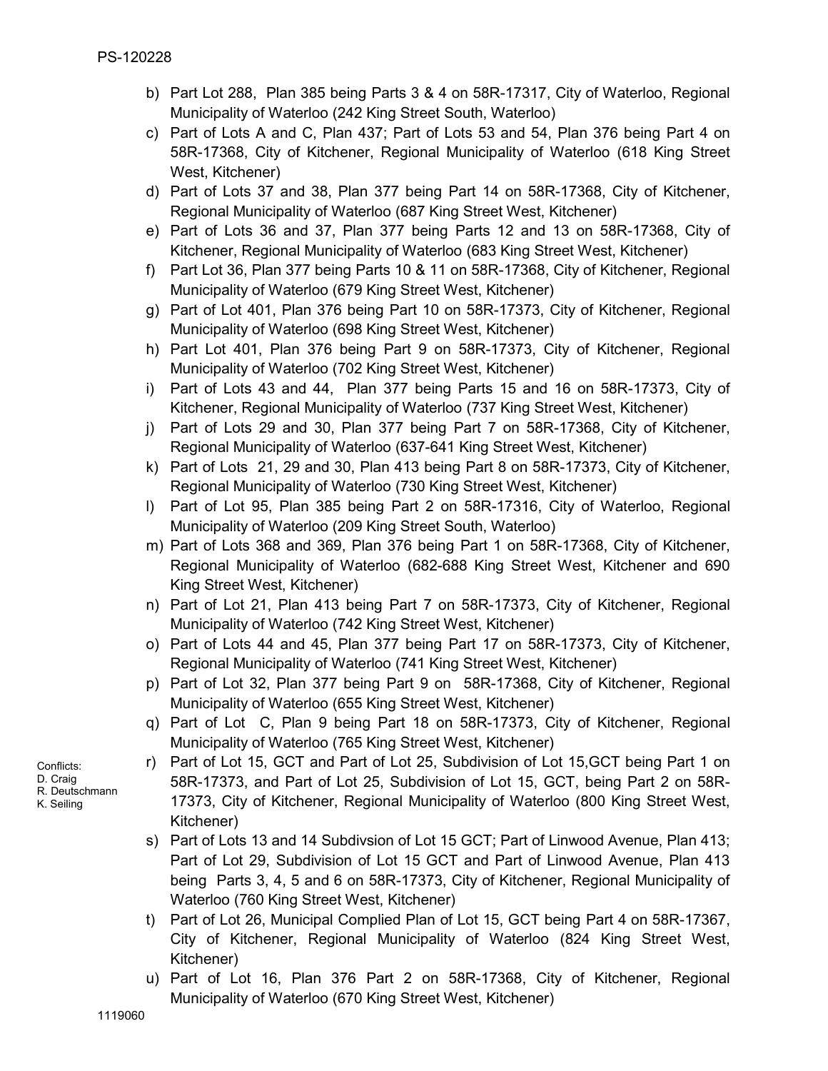b) Part Lot 288, Plan 385 being Parts 3 & 4 on 58R-17317, City of Waterloo, Regional Municipality of Waterloo (242 King Street South, Waterloo)

c) Part of Lots A and C, Plan 437; Part of Lots 53 and 54, Plan 376 being Part 4 on 58R-17368, City of Kitchener, Regional Municipality of Waterloo (618 King Street West, Kitchener)

d) Part of Lots 37 and 38, Plan 377 being Part 14 on 58R-17368, City of Kitchener, Regional Municipality of Waterloo (687 King Street West, Kitchener)

e) Part of Lots 36 and 37, Plan 377 being Parts 12 and 13 on 58R-17368, City of Kitchener, Regional Municipality of Waterloo (683 King Street West, Kitchener)

f) Part Lot 36, Plan 377 being Parts 10 & 11 on 58R-17368, City of Kitchener, Regional Municipality of Waterloo (679 King Street West, Kitchener)

g) Part of Lot 401, Plan 376 being Part 10 on 58R-17373, City of Kitchener, Regional Municipality of Waterloo (698 King Street West, Kitchener)

h) Part Lot 401, Plan 376 being Part 9 on 58R-17373, City of Kitchener, Regional Municipality of Waterloo (702 King Street West, Kitchener)

i) Part of Lots 43 and 44, Plan 377 being Parts 15 and 16 on 58R-17373, City of Kitchener, Regional Municipality of Waterloo (737 King Street West, Kitchener)

j) Part of Lots 29 and 30, Plan 377 being Part 7 on 58R-17368, City of Kitchener, Regional Municipality of Waterloo (637-641 King Street West, Kitchener)

k) Part of Lots 21, 29 and 30, Plan 413 being Part 8 on 58R-17373, City of Kitchener, Regional Municipality of Waterloo (730 King Street West, Kitchener)

l) Part of Lot 95, Plan 385 being Part 2 on 58R-17316, City of Waterloo, Regional Municipality of Waterloo (209 King Street South, Waterloo)

m) Part of Lots 368 and 369, Plan 376 being Part 1 on 58R-17368, City of Kitchener, Regional Municipality of Waterloo (682-688 King Street West, Kitchener and 690 King Street West, Kitchener)

n) Part of Lot 21, Plan 413 being Part 7 on 58R-17373, City of Kitchener, Regional Municipality of Waterloo (742 King Street West, Kitchener)

o) Part of Lots 44 and 45, Plan 377 being Part 17 on 58R-17373, City of Kitchener, Regional Municipality of Waterloo (741 King Street West, Kitchener)

p) Part of Lot 32, Plan 377 being Part 9 on 58R-17368, City of Kitchener, Regional Municipality of Waterloo (655 King Street West, Kitchener)

q) Part of Lot C, Plan 9 being Part 18 on 58R-17373, City of Kitchener, Regional Municipality of Waterloo (765 King Street West, Kitchener)

Conflicts:
D. Craig
R. Deutschmann
K. Seiling

r) Part of Lot 15, GCT and Part of Lot 25, Subdivision of Lot 15,GCT being Part 1 on 58R-17373, and Part of Lot 25, Subdivision of Lot 15, GCT, being Part 2 on 58R-17373, City of Kitchener, Regional Municipality of Waterloo (800 King Street West, Kitchener)

s) Part of Lots 13 and 14 Subdivsion of Lot 15 GCT; Part of Linwood Avenue, Plan 413; Part of Lot 29, Subdivision of Lot 15 GCT and Part of Linwood Avenue, Plan 413 being Parts 3, 4, 5 and 6 on 58R-17373, City of Kitchener, Regional Municipality of Waterloo (760 King Street West, Kitchener)

t) Part of Lot 26, Municipal Complied Plan of Lot 15, GCT being Part 4 on 58R-17367, City of Kitchener, Regional Municipality of Waterloo (824 King Street West, Kitchener)

u) Part of Lot 16, Plan 376 Part 2 on 58R-17368, City of Kitchener, Regional Municipality of Waterloo (670 King Street West, Kitchener)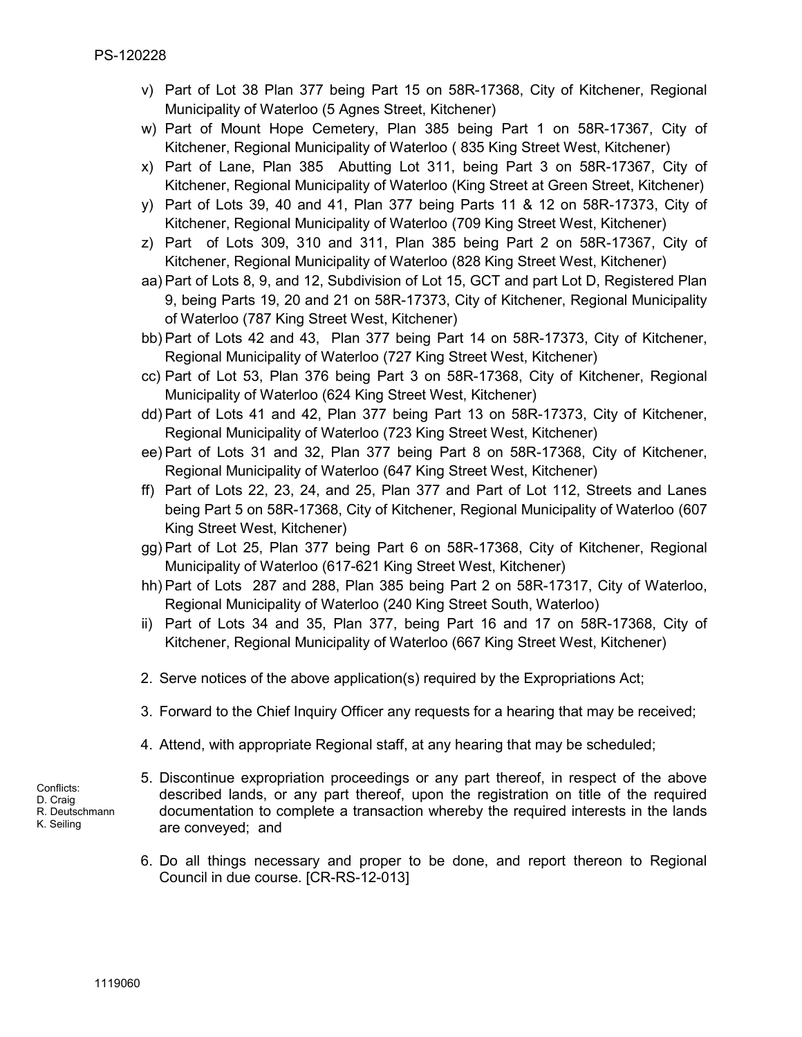v) Part of Lot 38 Plan 377 being Part 15 on 58R-17368, City of Kitchener, Regional Municipality of Waterloo (5 Agnes Street, Kitchener)

w) Part of Mount Hope Cemetery, Plan 385 being Part 1 on 58R-17367, City of Kitchener, Regional Municipality of Waterloo ( 835 King Street West, Kitchener)

x) Part of Lane, Plan 385 Abutting Lot 311, being Part 3 on 58R-17367, City of Kitchener, Regional Municipality of Waterloo (King Street at Green Street, Kitchener)

y) Part of Lots 39, 40 and 41, Plan 377 being Parts 11 & 12 on 58R-17373, City of Kitchener, Regional Municipality of Waterloo (709 King Street West, Kitchener)

z) Part of Lots 309, 310 and 311, Plan 385 being Part 2 on 58R-17367, City of Kitchener, Regional Municipality of Waterloo (828 King Street West, Kitchener)

aa) Part of Lots 8, 9, and 12, Subdivision of Lot 15, GCT and part Lot D, Registered Plan 9, being Parts 19, 20 and 21 on 58R-17373, City of Kitchener, Regional Municipality of Waterloo (787 King Street West, Kitchener)

bb) Part of Lots 42 and 43, Plan 377 being Part 14 on 58R-17373, City of Kitchener, Regional Municipality of Waterloo (727 King Street West, Kitchener)

cc) Part of Lot 53, Plan 376 being Part 3 on 58R-17368, City of Kitchener, Regional Municipality of Waterloo (624 King Street West, Kitchener)

dd) Part of Lots 41 and 42, Plan 377 being Part 13 on 58R-17373, City of Kitchener, Regional Municipality of Waterloo (723 King Street West, Kitchener)

ee) Part of Lots 31 and 32, Plan 377 being Part 8 on 58R-17368, City of Kitchener, Regional Municipality of Waterloo (647 King Street West, Kitchener)

ff) Part of Lots 22, 23, 24, and 25, Plan 377 and Part of Lot 112, Streets and Lanes being Part 5 on 58R-17368, City of Kitchener, Regional Municipality of Waterloo (607 King Street West, Kitchener)

gg) Part of Lot 25, Plan 377 being Part 6 on 58R-17368, City of Kitchener, Regional Municipality of Waterloo (617-621 King Street West, Kitchener)

hh) Part of Lots 287 and 288, Plan 385 being Part 2 on 58R-17317, City of Waterloo, Regional Municipality of Waterloo (240 King Street South, Waterloo)

ii) Part of Lots 34 and 35, Plan 377, being Part 16 and 17 on 58R-17368, City of Kitchener, Regional Municipality of Waterloo (667 King Street West, Kitchener)

2. Serve notices of the above application(s) required by the Expropriations Act;

3. Forward to the Chief Inquiry Officer any requests for a hearing that may be received;

4. Attend, with appropriate Regional staff, at any hearing that may be scheduled;

Conflicts:
D. Craig
R. Deutschmann
K. Seiling

5. Discontinue expropriation proceedings or any part thereof, in respect of the above described lands, or any part thereof, upon the registration on title of the required documentation to complete a transaction whereby the required interests in the lands are conveyed; and

6. Do all things necessary and proper to be done, and report thereon to Regional Council in due course. [CR-RS-12-013]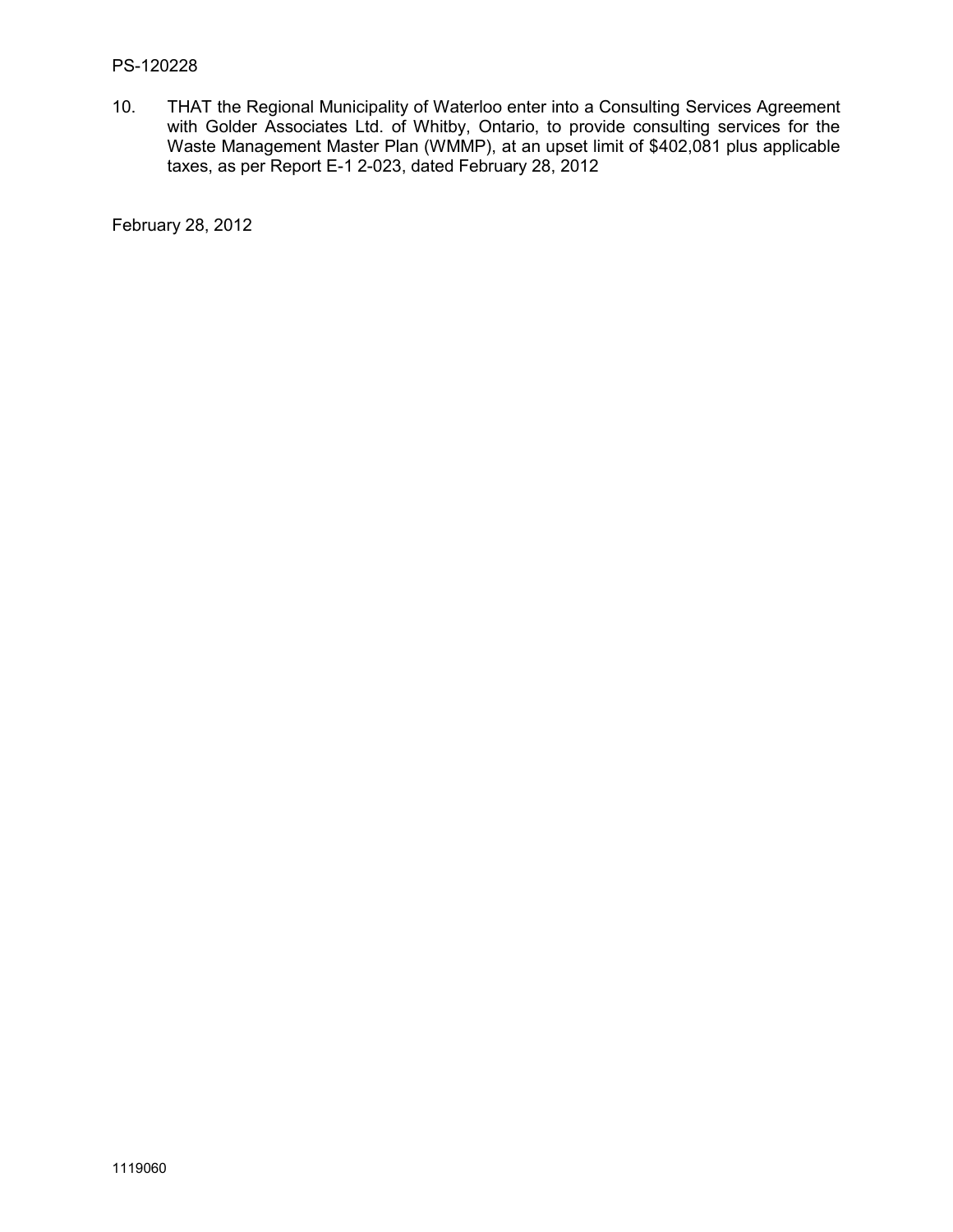10. THAT the Regional Municipality of Waterloo enter into a Consulting Services Agreement with Golder Associates Ltd. of Whitby, Ontario, to provide consulting services for the Waste Management Master Plan (WMMP), at an upset limit of $402,081 plus applicable taxes, as per Report E-1 2-023, dated February 28, 2012

February 28, 2012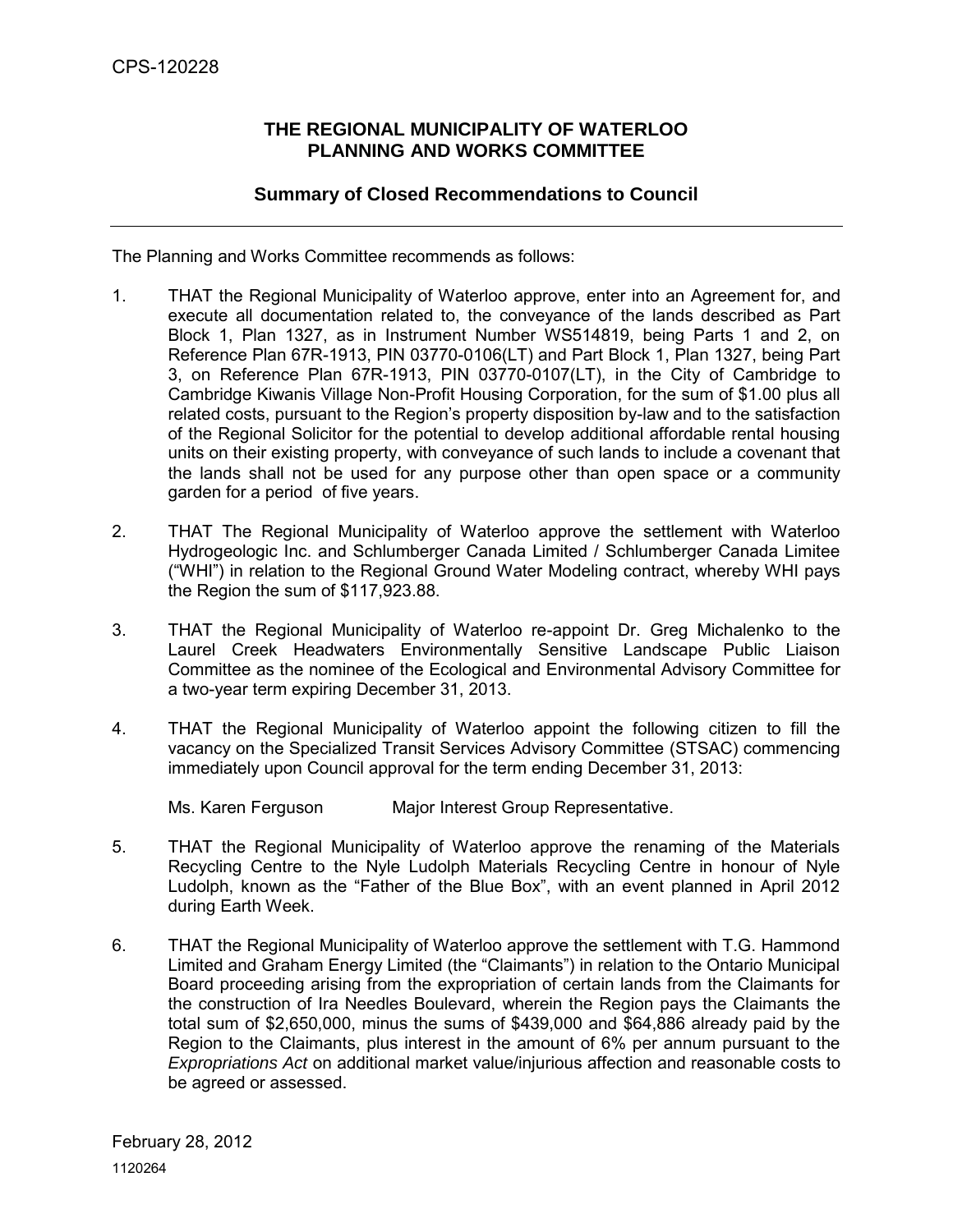CPS-120228

**THE REGIONAL MUNICIPALITY OF WATERLOO**
**PLANNING AND WORKS COMMITTEE**

**Summary of Closed Recommendations to Council**

---

The Planning and Works Committee recommends as follows:

1. THAT the Regional Municipality of Waterloo approve, enter into an Agreement for, and execute all documentation related to, the conveyance of the lands described as Part Block 1, Plan 1327, as in Instrument Number WS514819, being Parts 1 and 2, on Reference Plan 67R-1913, PIN 03770-0106(LT) and Part Block 1, Plan 1327, being Part 3, on Reference Plan 67R-1913, PIN 03770-0107(LT), in the City of Cambridge to Cambridge Kiwanis Village Non-Profit Housing Corporation, for the sum of $1.00 plus all related costs, pursuant to the Region's property disposition by-law and to the satisfaction of the Regional Solicitor for the potential to develop additional affordable rental housing units on their existing property, with conveyance of such lands to include a covenant that the lands shall not be used for any purpose other than open space or a community garden for a period of five years.

2. THAT The Regional Municipality of Waterloo approve the settlement with Waterloo Hydrogeologic Inc. and Schlumberger Canada Limited / Schlumberger Canada Limitee ("WHI") in relation to the Regional Ground Water Modeling contract, whereby WHI pays the Region the sum of $117,923.88.

3. THAT the Regional Municipality of Waterloo re-appoint Dr. Greg Michalenko to the Laurel Creek Headwaters Environmentally Sensitive Landscape Public Liaison Committee as the nominee of the Ecological and Environmental Advisory Committee for a two-year term expiring December 31, 2013.

4. THAT the Regional Municipality of Waterloo appoint the following citizen to fill the vacancy on the Specialized Transit Services Advisory Committee (STSAC) commencing immediately upon Council approval for the term ending December 31, 2013:

   Ms. Karen Ferguson        Major Interest Group Representative.

5. THAT the Regional Municipality of Waterloo approve the renaming of the Materials Recycling Centre to the Nyle Ludolph Materials Recycling Centre in honour of Nyle Ludolph, known as the "Father of the Blue Box", with an event planned in April 2012 during Earth Week.

6. THAT the Regional Municipality of Waterloo approve the settlement with T.G. Hammond Limited and Graham Energy Limited (the "Claimants") in relation to the Ontario Municipal Board proceeding arising from the expropriation of certain lands from the Claimants for the construction of Ira Needles Boulevard, wherein the Region pays the Claimants the total sum of $2,650,000, minus the sums of $439,000 and $64,886 already paid by the Region to the Claimants, plus interest in the amount of 6% per annum pursuant to the *Expropriations Act* on additional market value/injurious affection and reasonable costs to be agreed or assessed.

February 28, 2012

1120264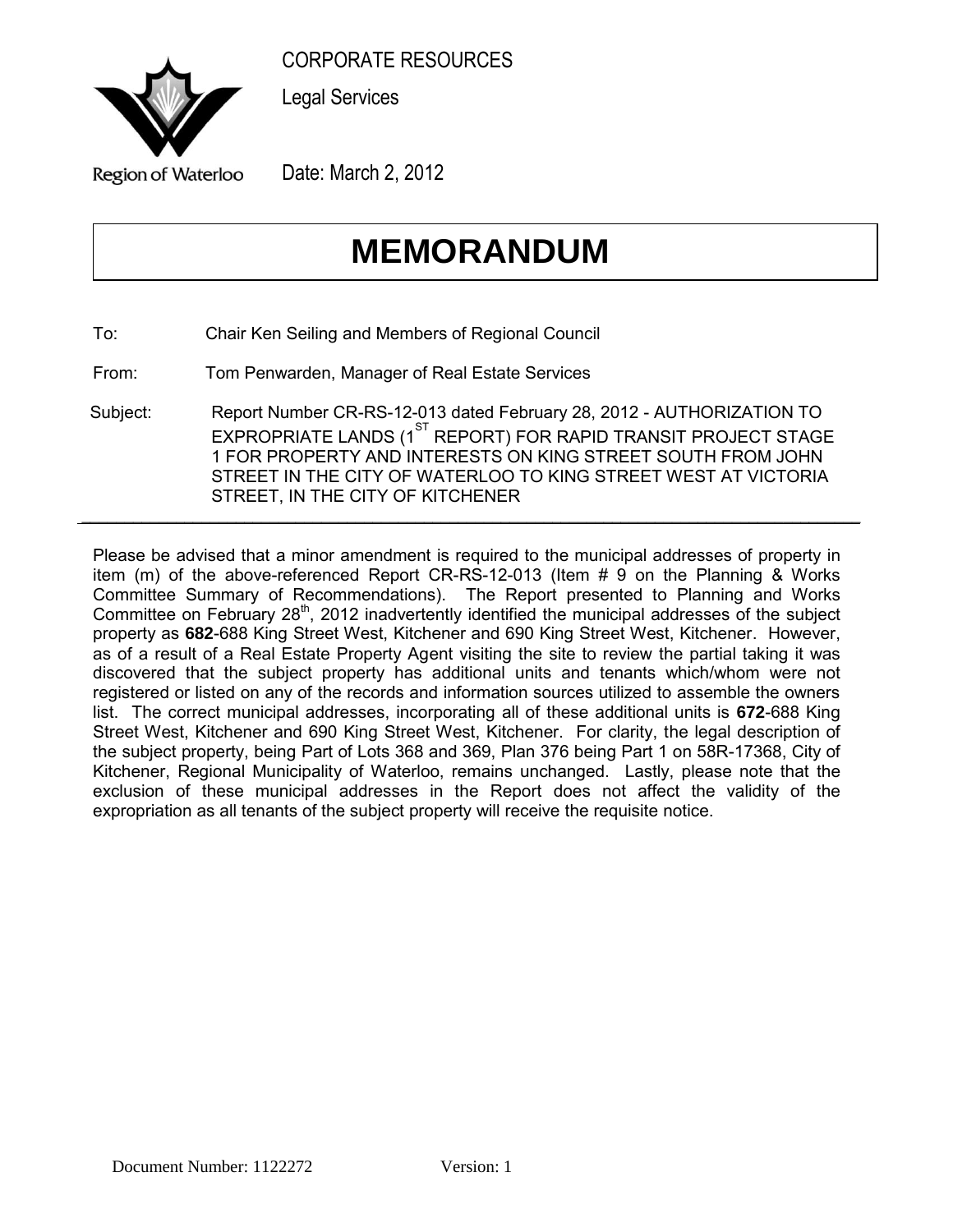CORPORATE RESOURCES

Legal Services

Region of Waterloo

Date: March 2, 2012

# MEMORANDUM

To: Chair Ken Seiling and Members of Regional Council

From: Tom Penwarden, Manager of Real Estate Services

Subject: Report Number CR-RS-12-013 dated February 28, 2012 - AUTHORIZATION TO EXPROPRIATE LANDS (1ST REPORT) FOR RAPID TRANSIT PROJECT STAGE 1 FOR PROPERTY AND INTERESTS ON KING STREET SOUTH FROM JOHN STREET IN THE CITY OF WATERLOO TO KING STREET WEST AT VICTORIA STREET, IN THE CITY OF KITCHENER

---

Please be advised that a minor amendment is required to the municipal addresses of property in item (m) of the above-referenced Report CR-RS-12-013 (Item # 9 on the Planning & Works Committee Summary of Recommendations). The Report presented to Planning and Works Committee on February 28th, 2012 inadvertently identified the municipal addresses of the subject property as **682**-688 King Street West, Kitchener and 690 King Street West, Kitchener. However, as of a result of a Real Estate Property Agent visiting the site to review the partial taking it was discovered that the subject property has additional units and tenants which/whom were not registered or listed on any of the records and information sources utilized to assemble the owners list. The correct municipal addresses, incorporating all of these additional units is **672**-688 King Street West, Kitchener and 690 King Street West, Kitchener. For clarity, the legal description of the subject property, being Part of Lots 368 and 369, Plan 376 being Part 1 on 58R-17368, City of Kitchener, Regional Municipality of Waterloo, remains unchanged. Lastly, please note that the exclusion of these municipal addresses in the Report does not affect the validity of the expropriation as all tenants of the subject property will receive the requisite notice.

Document Number: 1122272 Version: 1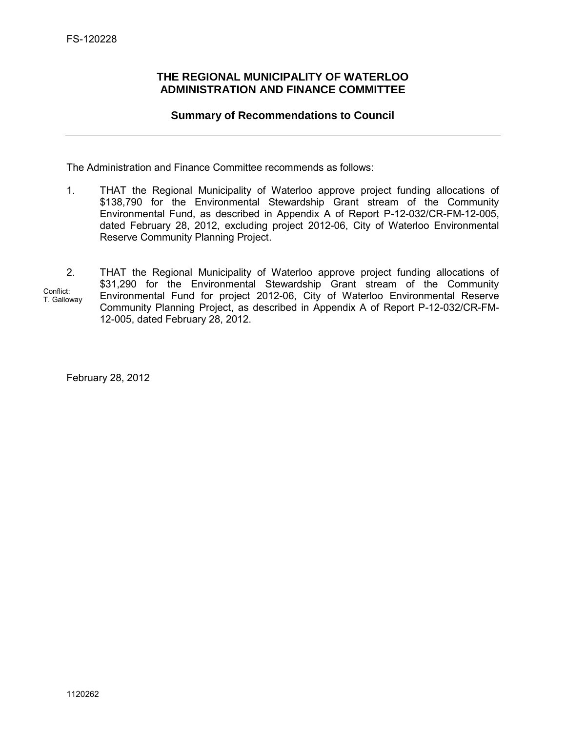FS-120228

## THE REGIONAL MUNICIPALITY OF WATERLOO ADMINISTRATION AND FINANCE COMMITTEE

### Summary of Recommendations to Council

---

The Administration and Finance Committee recommends as follows:

1. THAT the Regional Municipality of Waterloo approve project funding allocations of $138,790 for the Environmental Stewardship Grant stream of the Community Environmental Fund, as described in Appendix A of Report P-12-032/CR-FM-12-005, dated February 28, 2012, excluding project 2012-06, City of Waterloo Environmental Reserve Community Planning Project.

2. THAT the Regional Municipality of Waterloo approve project funding allocations of $31,290 for the Environmental Stewardship Grant stream of the Community Environmental Fund for project 2012-06, City of Waterloo Environmental Reserve Community Planning Project, as described in Appendix A of Report P-12-032/CR-FM-12-005, dated February 28, 2012.

   Conflict: T. Galloway

February 28, 2012

1120262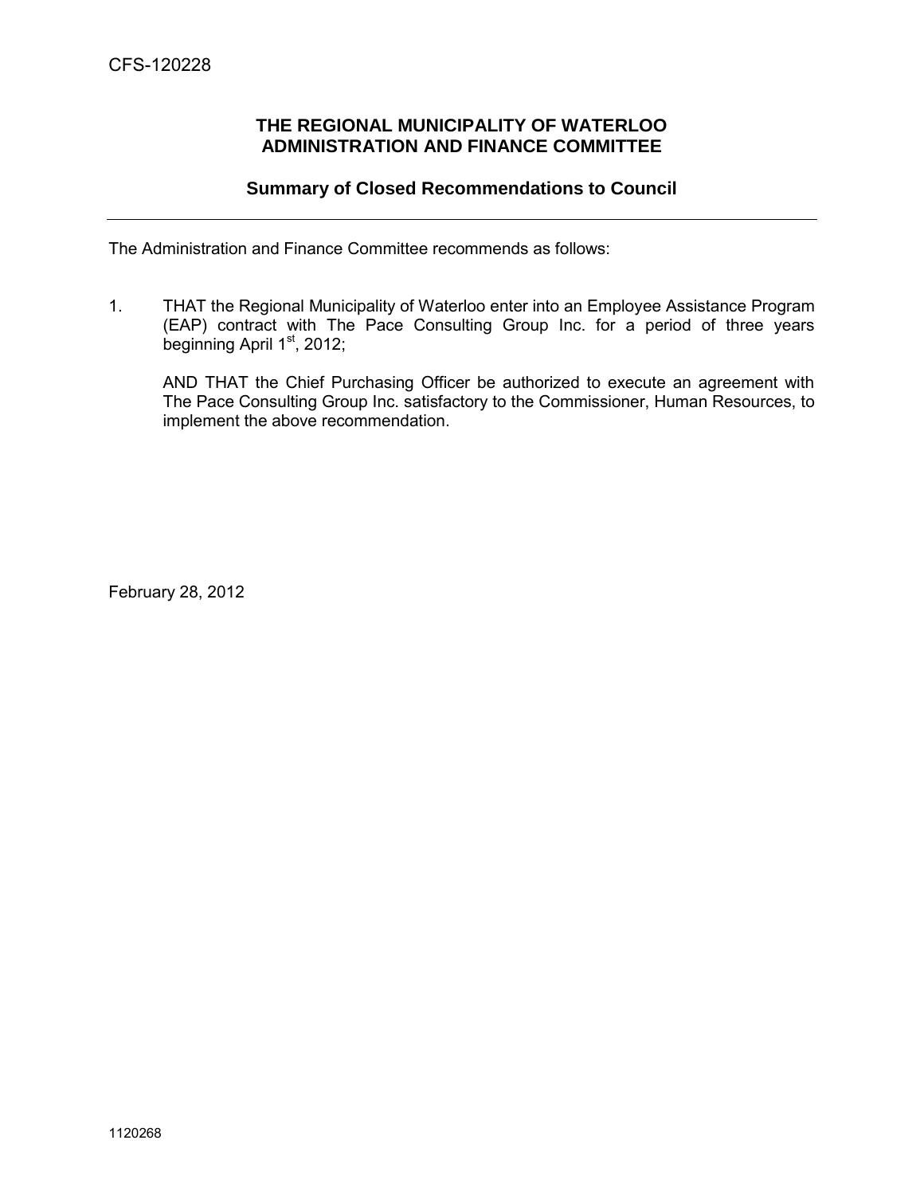CFS-120228

## THE REGIONAL MUNICIPALITY OF WATERLOO
## ADMINISTRATION AND FINANCE COMMITTEE

### Summary of Closed Recommendations to Council

---

The Administration and Finance Committee recommends as follows:

1. THAT the Regional Municipality of Waterloo enter into an Employee Assistance Program (EAP) contract with The Pace Consulting Group Inc. for a period of three years beginning April 1st, 2012;

   AND THAT the Chief Purchasing Officer be authorized to execute an agreement with The Pace Consulting Group Inc. satisfactory to the Commissioner, Human Resources, to implement the above recommendation.

February 28, 2012

1120268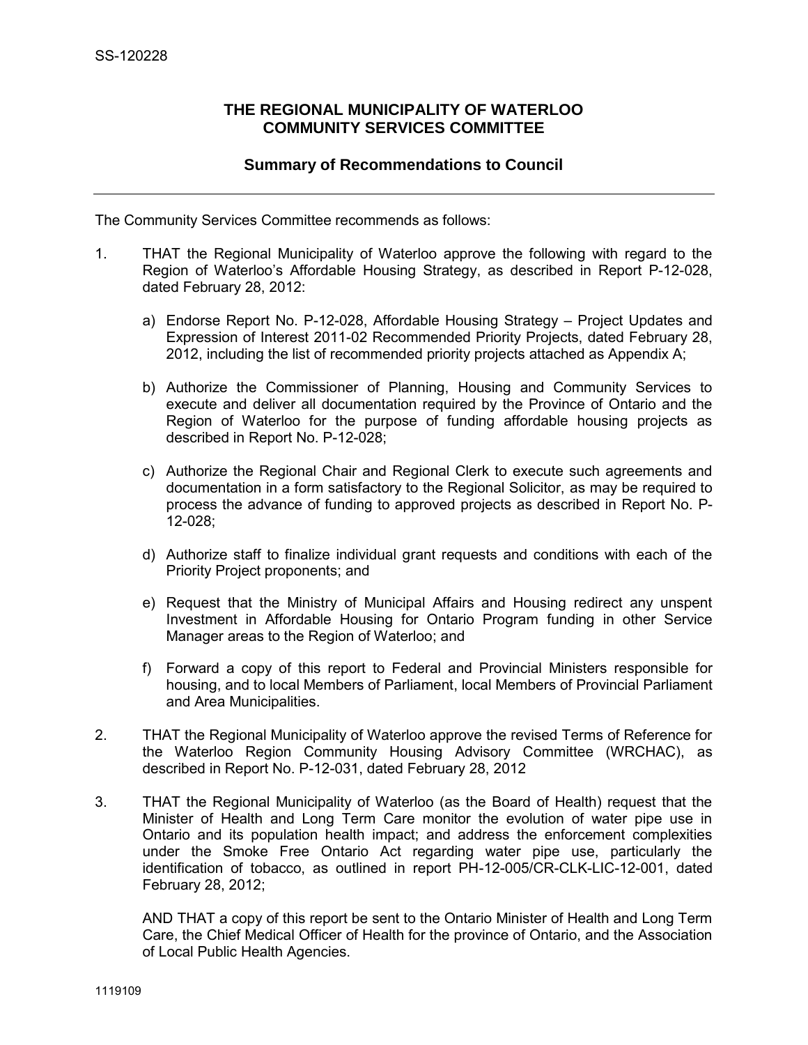SS-120228

## THE REGIONAL MUNICIPALITY OF WATERLOO
## COMMUNITY SERVICES COMMITTEE

### Summary of Recommendations to Council

---

The Community Services Committee recommends as follows:

1. THAT the Regional Municipality of Waterloo approve the following with regard to the Region of Waterloo's Affordable Housing Strategy, as described in Report P-12-028, dated February 28, 2012:

   a) Endorse Report No. P-12-028, Affordable Housing Strategy – Project Updates and Expression of Interest 2011-02 Recommended Priority Projects, dated February 28, 2012, including the list of recommended priority projects attached as Appendix A;

   b) Authorize the Commissioner of Planning, Housing and Community Services to execute and deliver all documentation required by the Province of Ontario and the Region of Waterloo for the purpose of funding affordable housing projects as described in Report No. P-12-028;

   c) Authorize the Regional Chair and Regional Clerk to execute such agreements and documentation in a form satisfactory to the Regional Solicitor, as may be required to process the advance of funding to approved projects as described in Report No. P-12-028;

   d) Authorize staff to finalize individual grant requests and conditions with each of the Priority Project proponents; and

   e) Request that the Ministry of Municipal Affairs and Housing redirect any unspent Investment in Affordable Housing for Ontario Program funding in other Service Manager areas to the Region of Waterloo; and

   f) Forward a copy of this report to Federal and Provincial Ministers responsible for housing, and to local Members of Parliament, local Members of Provincial Parliament and Area Municipalities.

2. THAT the Regional Municipality of Waterloo approve the revised Terms of Reference for the Waterloo Region Community Housing Advisory Committee (WRCHAC), as described in Report No. P-12-031, dated February 28, 2012

3. THAT the Regional Municipality of Waterloo (as the Board of Health) request that the Minister of Health and Long Term Care monitor the evolution of water pipe use in Ontario and its population health impact; and address the enforcement complexities under the Smoke Free Ontario Act regarding water pipe use, particularly the identification of tobacco, as outlined in report PH-12-005/CR-CLK-LIC-12-001, dated February 28, 2012;

   AND THAT a copy of this report be sent to the Ontario Minister of Health and Long Term Care, the Chief Medical Officer of Health for the province of Ontario, and the Association of Local Public Health Agencies.

1119109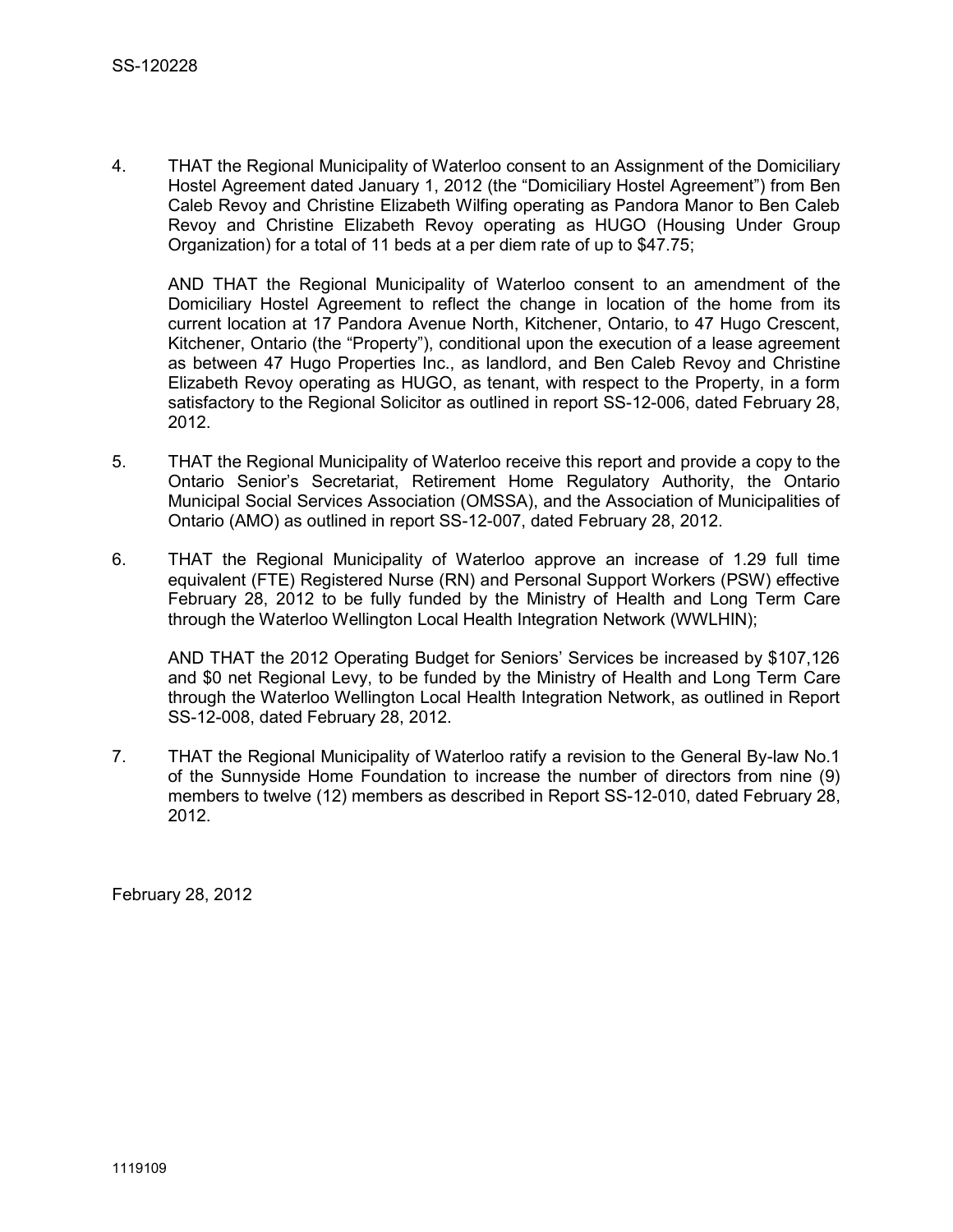4. THAT the Regional Municipality of Waterloo consent to an Assignment of the Domiciliary Hostel Agreement dated January 1, 2012 (the "Domiciliary Hostel Agreement") from Ben Caleb Revoy and Christine Elizabeth Wilfing operating as Pandora Manor to Ben Caleb Revoy and Christine Elizabeth Revoy operating as HUGO (Housing Under Group Organization) for a total of 11 beds at a per diem rate of up to $47.75;

   AND THAT the Regional Municipality of Waterloo consent to an amendment of the Domiciliary Hostel Agreement to reflect the change in location of the home from its current location at 17 Pandora Avenue North, Kitchener, Ontario, to 47 Hugo Crescent, Kitchener, Ontario (the "Property"), conditional upon the execution of a lease agreement as between 47 Hugo Properties Inc., as landlord, and Ben Caleb Revoy and Christine Elizabeth Revoy operating as HUGO, as tenant, with respect to the Property, in a form satisfactory to the Regional Solicitor as outlined in report SS-12-006, dated February 28, 2012.

5. THAT the Regional Municipality of Waterloo receive this report and provide a copy to the Ontario Senior's Secretariat, Retirement Home Regulatory Authority, the Ontario Municipal Social Services Association (OMSSA), and the Association of Municipalities of Ontario (AMO) as outlined in report SS-12-007, dated February 28, 2012.

6. THAT the Regional Municipality of Waterloo approve an increase of 1.29 full time equivalent (FTE) Registered Nurse (RN) and Personal Support Workers (PSW) effective February 28, 2012 to be fully funded by the Ministry of Health and Long Term Care through the Waterloo Wellington Local Health Integration Network (WWLHIN);

   AND THAT the 2012 Operating Budget for Seniors' Services be increased by $107,126 and $0 net Regional Levy, to be funded by the Ministry of Health and Long Term Care through the Waterloo Wellington Local Health Integration Network, as outlined in Report SS-12-008, dated February 28, 2012.

7. THAT the Regional Municipality of Waterloo ratify a revision to the General By-law No.1 of the Sunnyside Home Foundation to increase the number of directors from nine (9) members to twelve (12) members as described in Report SS-12-010, dated February 28, 2012.

February 28, 2012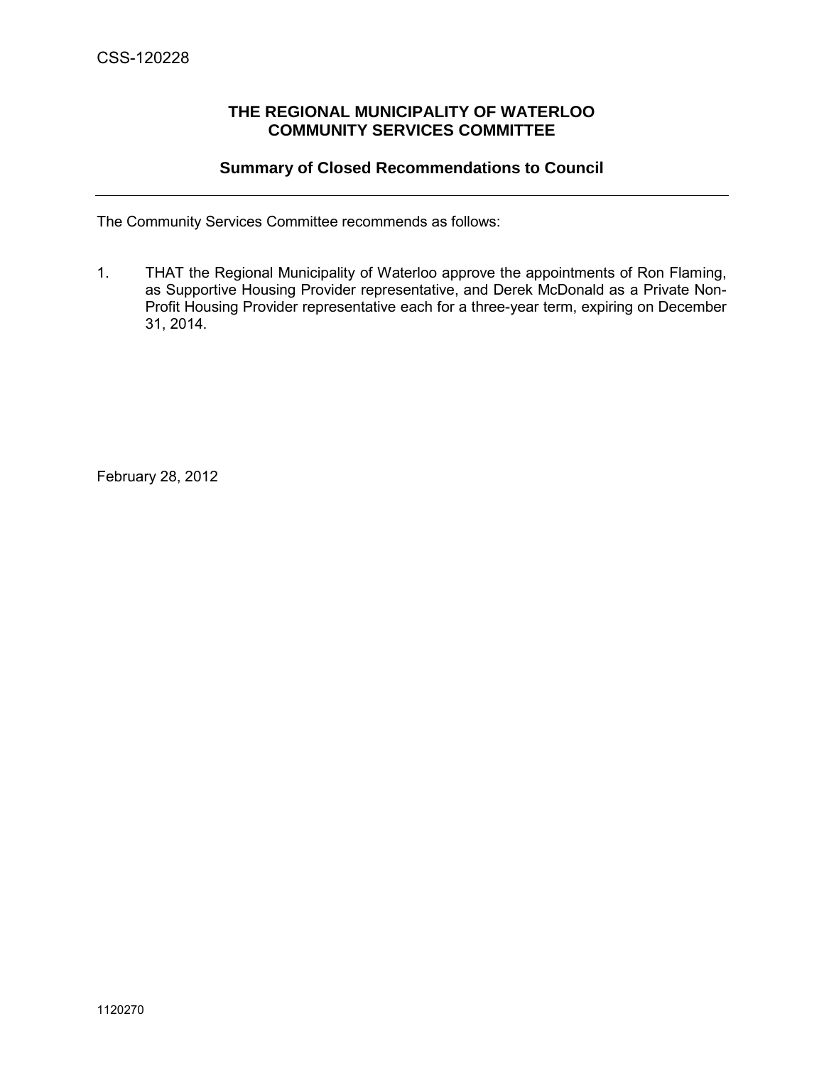CSS-120228

**THE REGIONAL MUNICIPALITY OF WATERLOO**
**COMMUNITY SERVICES COMMITTEE**

**Summary of Closed Recommendations to Council**

---

The Community Services Committee recommends as follows:

1. THAT the Regional Municipality of Waterloo approve the appointments of Ron Flaming, as Supportive Housing Provider representative, and Derek McDonald as a Private Non-Profit Housing Provider representative each for a three-year term, expiring on December 31, 2014.

February 28, 2012

1120270